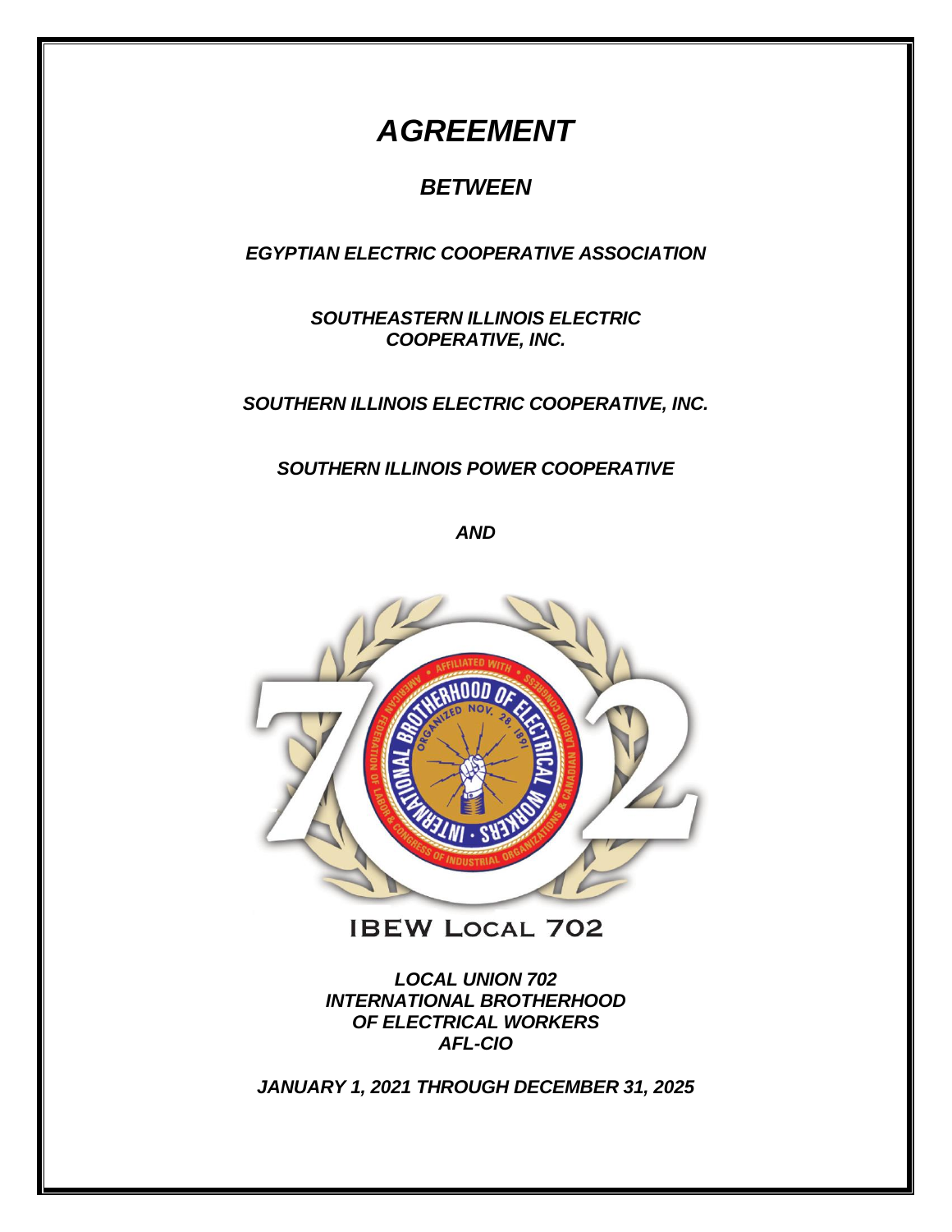# *AGREEMENT*

## *BETWEEN*

***EGYPTIAN ELECTRIC COOPERATIVE ASSOCIATION***

***SOUTHEASTERN ILLINOIS ELECTRIC COOPERATIVE, INC.***

***SOUTHERN ILLINOIS ELECTRIC COOPERATIVE, INC.***

***SOUTHERN ILLINOIS POWER COOPERATIVE***

***AND***

IBEW LOCAL 702

***LOCAL UNION 702***
***INTERNATIONAL BROTHERHOOD***
***OF ELECTRICAL WORKERS***
***AFL-CIO***

***JANUARY 1, 2021 THROUGH DECEMBER 31, 2025***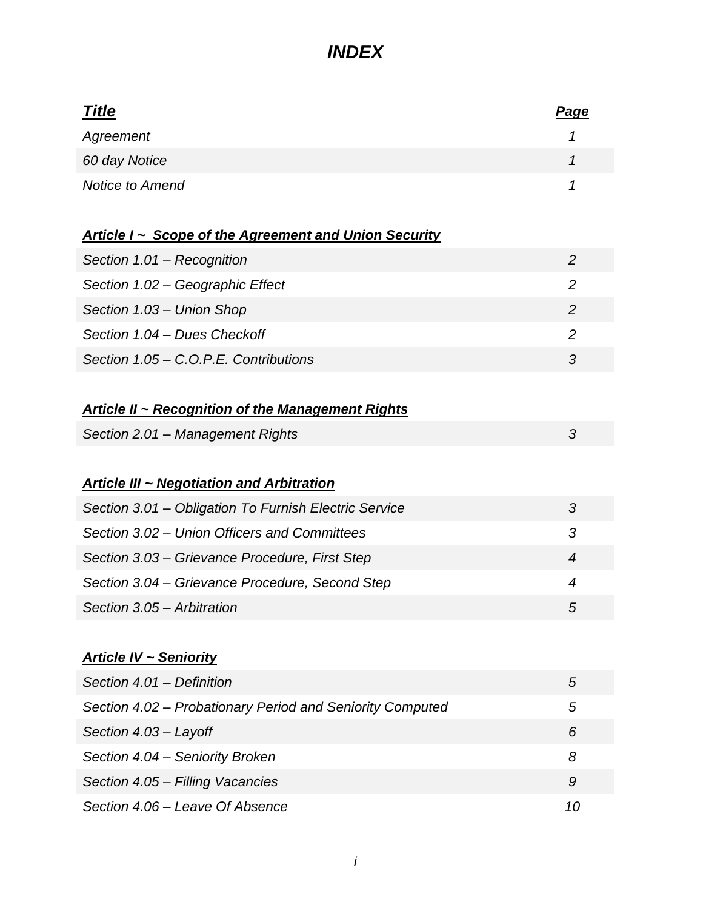# *INDEX*

| ***Title*** | ***Page*** |
|---|---|
| *Agreement* | *1* |
| *60 day Notice* | *1* |
| *Notice to Amend* | *1* |

***Article I ~ Scope of the Agreement and Union Security***

| | |
|---|---|
| *Section 1.01 – Recognition* | *2* |
| *Section 1.02 – Geographic Effect* | *2* |
| *Section 1.03 – Union Shop* | *2* |
| *Section 1.04 – Dues Checkoff* | *2* |
| *Section 1.05 – C.O.P.E. Contributions* | *3* |

***Article II ~ Recognition of the Management Rights***

| | |
|---|---|
| *Section 2.01 – Management Rights* | *3* |

***Article III ~ Negotiation and Arbitration***

| | |
|---|---|
| *Section 3.01 – Obligation To Furnish Electric Service* | *3* |
| *Section 3.02 – Union Officers and Committees* | *3* |
| *Section 3.03 – Grievance Procedure, First Step* | *4* |
| *Section 3.04 – Grievance Procedure, Second Step* | *4* |
| *Section 3.05 – Arbitration* | *5* |

***Article IV ~ Seniority***

| | |
|---|---|
| *Section 4.01 – Definition* | *5* |
| *Section 4.02 – Probationary Period and Seniority Computed* | *5* |
| *Section 4.03 – Layoff* | *6* |
| *Section 4.04 – Seniority Broken* | *8* |
| *Section 4.05 – Filling Vacancies* | *9* |
| *Section 4.06 – Leave Of Absence* | *10* |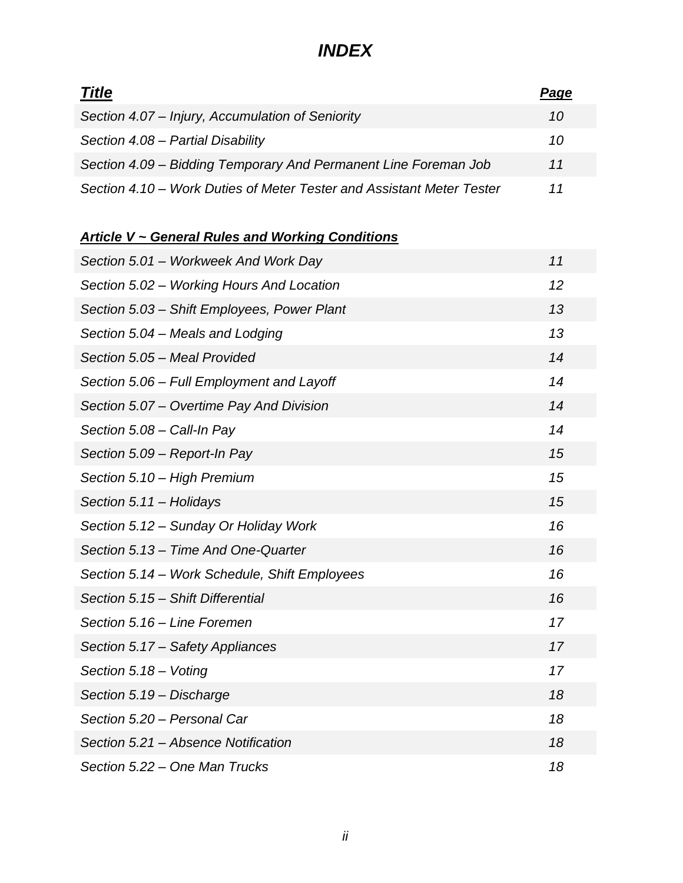# *INDEX*

| ***Title*** | ***Page*** |
|---|---|
| *Section 4.07 – Injury, Accumulation of Seniority* | *10* |
| *Section 4.08 – Partial Disability* | *10* |
| *Section 4.09 – Bidding Temporary And Permanent Line Foreman Job* | *11* |
| *Section 4.10 – Work Duties of Meter Tester and Assistant Meter Tester* | *11* |

***Article V ~ General Rules and Working Conditions***

| | |
|---|---|
| *Section 5.01 – Workweek And Work Day* | *11* |
| *Section 5.02 – Working Hours And Location* | *12* |
| *Section 5.03 – Shift Employees, Power Plant* | *13* |
| *Section 5.04 – Meals and Lodging* | *13* |
| *Section 5.05 – Meal Provided* | *14* |
| *Section 5.06 – Full Employment and Layoff* | *14* |
| *Section 5.07 – Overtime Pay And Division* | *14* |
| *Section 5.08 – Call-In Pay* | *14* |
| *Section 5.09 – Report-In Pay* | *15* |
| *Section 5.10 – High Premium* | *15* |
| *Section 5.11 – Holidays* | *15* |
| *Section 5.12 – Sunday Or Holiday Work* | *16* |
| *Section 5.13 – Time And One-Quarter* | *16* |
| *Section 5.14 – Work Schedule, Shift Employees* | *16* |
| *Section 5.15 – Shift Differential* | *16* |
| *Section 5.16 – Line Foremen* | *17* |
| *Section 5.17 – Safety Appliances* | *17* |
| *Section 5.18 – Voting* | *17* |
| *Section 5.19 – Discharge* | *18* |
| *Section 5.20 – Personal Car* | *18* |
| *Section 5.21 – Absence Notification* | *18* |
| *Section 5.22 – One Man Trucks* | *18* |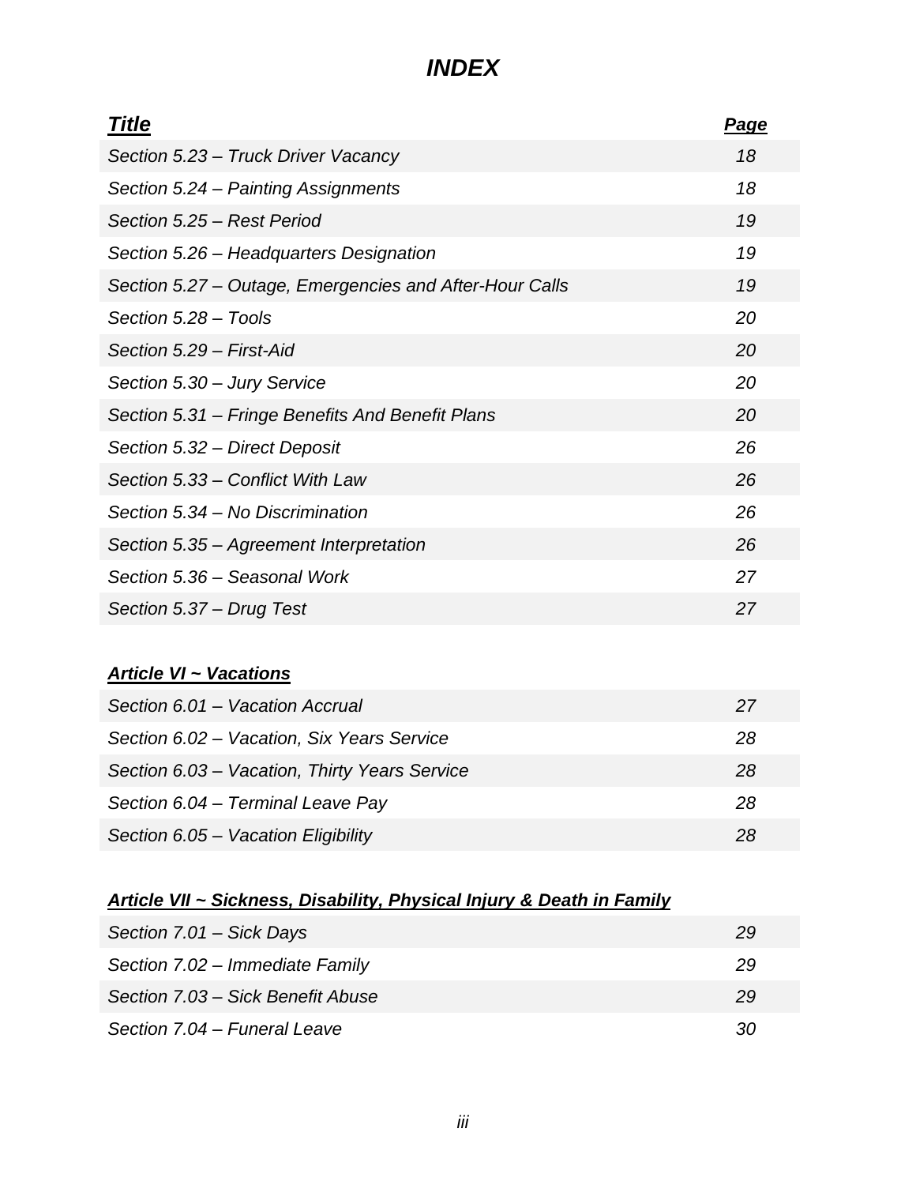# *INDEX*

| ***Title*** | ***Page*** |
| --- | --- |
| *Section 5.23 – Truck Driver Vacancy* | *18* |
| *Section 5.24 – Painting Assignments* | *18* |
| *Section 5.25 – Rest Period* | *19* |
| *Section 5.26 – Headquarters Designation* | *19* |
| *Section 5.27 – Outage, Emergencies and After-Hour Calls* | *19* |
| *Section 5.28 – Tools* | *20* |
| *Section 5.29 – First-Aid* | *20* |
| *Section 5.30 – Jury Service* | *20* |
| *Section 5.31 – Fringe Benefits And Benefit Plans* | *20* |
| *Section 5.32 – Direct Deposit* | *26* |
| *Section 5.33 – Conflict With Law* | *26* |
| *Section 5.34 – No Discrimination* | *26* |
| *Section 5.35 – Agreement Interpretation* | *26* |
| *Section 5.36 – Seasonal Work* | *27* |
| *Section 5.37 – Drug Test* | *27* |

***Article VI ~ Vacations***

| | |
| --- | --- |
| *Section 6.01 – Vacation Accrual* | *27* |
| *Section 6.02 – Vacation, Six Years Service* | *28* |
| *Section 6.03 – Vacation, Thirty Years Service* | *28* |
| *Section 6.04 – Terminal Leave Pay* | *28* |
| *Section 6.05 – Vacation Eligibility* | *28* |

***Article VII ~ Sickness, Disability, Physical Injury & Death in Family***

| | |
| --- | --- |
| *Section 7.01 – Sick Days* | *29* |
| *Section 7.02 – Immediate Family* | *29* |
| *Section 7.03 – Sick Benefit Abuse* | *29* |
| *Section 7.04 – Funeral Leave* | *30* |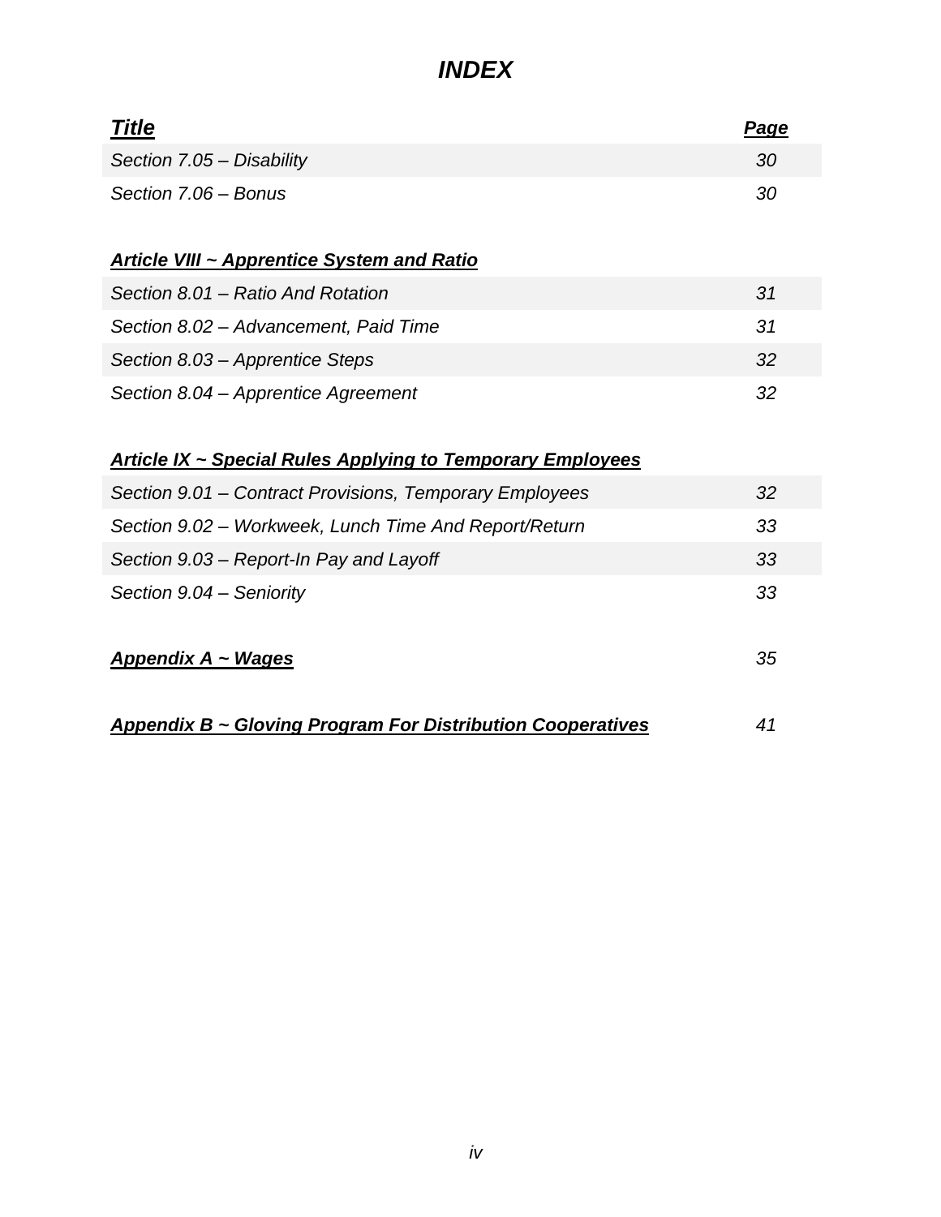# *INDEX*

| ***Title*** | ***Page*** |
|---|---|
| *Section 7.05 – Disability* | *30* |
| *Section 7.06 – Bonus* | *30* |
| | |
| ***Article VIII ~ Apprentice System and Ratio*** | |
| *Section 8.01 – Ratio And Rotation* | *31* |
| *Section 8.02 – Advancement, Paid Time* | *31* |
| *Section 8.03 – Apprentice Steps* | *32* |
| *Section 8.04 – Apprentice Agreement* | *32* |
| | |
| ***Article IX ~ Special Rules Applying to Temporary Employees*** | |
| *Section 9.01 – Contract Provisions, Temporary Employees* | *32* |
| *Section 9.02 – Workweek, Lunch Time And Report/Return* | *33* |
| *Section 9.03 – Report-In Pay and Layoff* | *33* |
| *Section 9.04 – Seniority* | *33* |
| | |
| ***Appendix A ~ Wages*** | *35* |
| | |
| ***Appendix B ~ Gloving Program For Distribution Cooperatives*** | *41* |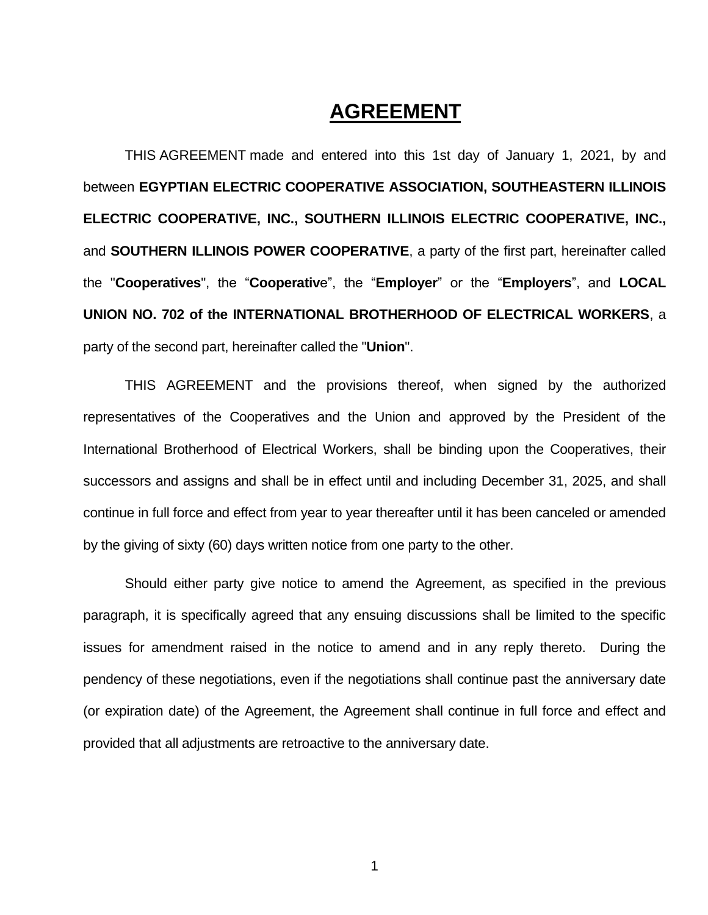# AGREEMENT

THIS AGREEMENT made and entered into this 1st day of January 1, 2021, by and between **EGYPTIAN ELECTRIC COOPERATIVE ASSOCIATION, SOUTHEASTERN ILLINOIS ELECTRIC COOPERATIVE, INC., SOUTHERN ILLINOIS ELECTRIC COOPERATIVE, INC.,** and **SOUTHERN ILLINOIS POWER COOPERATIVE**, a party of the first part, hereinafter called the "**Cooperatives**", the "**Cooperative**", the "**Employer**" or the "**Employers**", and **LOCAL UNION NO. 702 of the INTERNATIONAL BROTHERHOOD OF ELECTRICAL WORKERS**, a party of the second part, hereinafter called the "**Union**".

THIS AGREEMENT and the provisions thereof, when signed by the authorized representatives of the Cooperatives and the Union and approved by the President of the International Brotherhood of Electrical Workers, shall be binding upon the Cooperatives, their successors and assigns and shall be in effect until and including December 31, 2025, and shall continue in full force and effect from year to year thereafter until it has been canceled or amended by the giving of sixty (60) days written notice from one party to the other.

Should either party give notice to amend the Agreement, as specified in the previous paragraph, it is specifically agreed that any ensuing discussions shall be limited to the specific issues for amendment raised in the notice to amend and in any reply thereto. During the pendency of these negotiations, even if the negotiations shall continue past the anniversary date (or expiration date) of the Agreement, the Agreement shall continue in full force and effect and provided that all adjustments are retroactive to the anniversary date.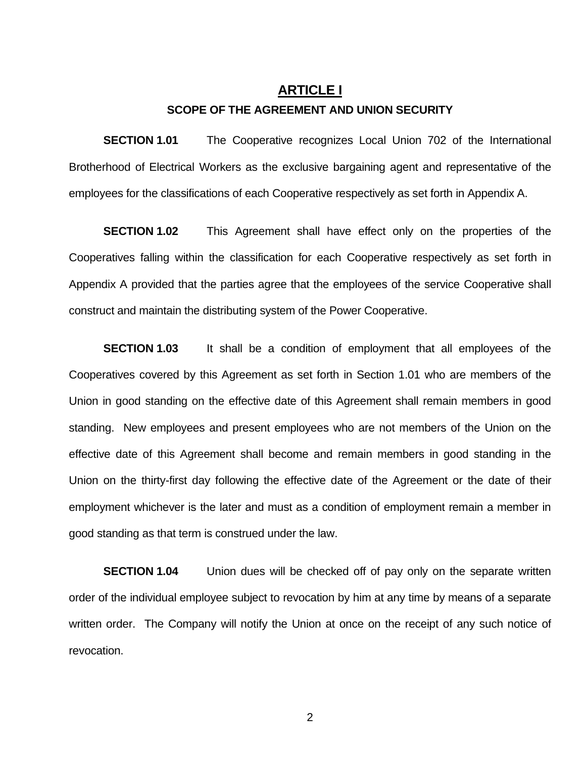# ARTICLE I

## SCOPE OF THE AGREEMENT AND UNION SECURITY

**SECTION 1.01** The Cooperative recognizes Local Union 702 of the International Brotherhood of Electrical Workers as the exclusive bargaining agent and representative of the employees for the classifications of each Cooperative respectively as set forth in Appendix A.

**SECTION 1.02** This Agreement shall have effect only on the properties of the Cooperatives falling within the classification for each Cooperative respectively as set forth in Appendix A provided that the parties agree that the employees of the service Cooperative shall construct and maintain the distributing system of the Power Cooperative.

**SECTION 1.03** It shall be a condition of employment that all employees of the Cooperatives covered by this Agreement as set forth in Section 1.01 who are members of the Union in good standing on the effective date of this Agreement shall remain members in good standing. New employees and present employees who are not members of the Union on the effective date of this Agreement shall become and remain members in good standing in the Union on the thirty-first day following the effective date of the Agreement or the date of their employment whichever is the later and must as a condition of employment remain a member in good standing as that term is construed under the law.

**SECTION 1.04** Union dues will be checked off of pay only on the separate written order of the individual employee subject to revocation by him at any time by means of a separate written order. The Company will notify the Union at once on the receipt of any such notice of revocation.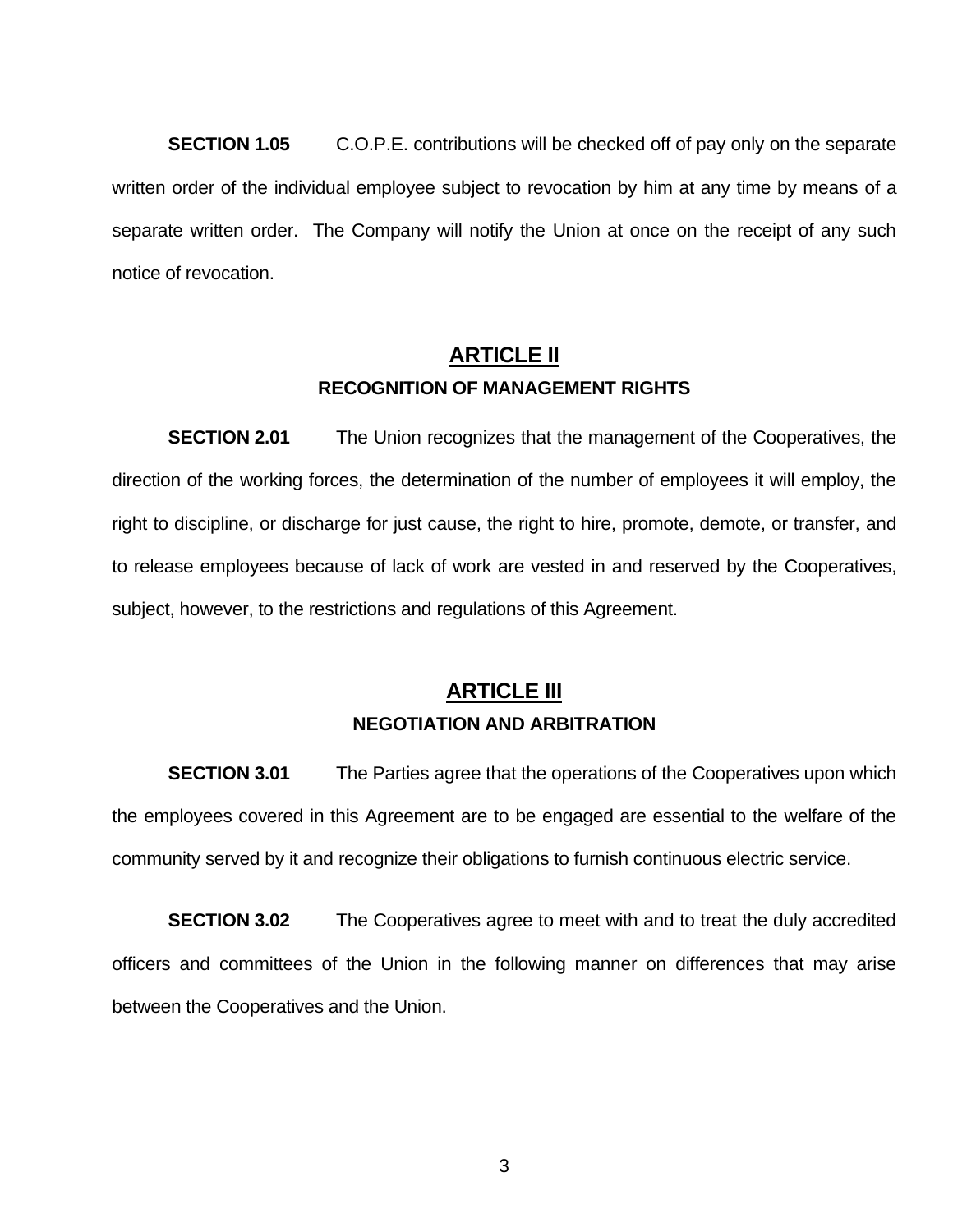**SECTION 1.05** C.O.P.E. contributions will be checked off of pay only on the separate written order of the individual employee subject to revocation by him at any time by means of a separate written order. The Company will notify the Union at once on the receipt of any such notice of revocation.

## ARTICLE II

### RECOGNITION OF MANAGEMENT RIGHTS

**SECTION 2.01** The Union recognizes that the management of the Cooperatives, the direction of the working forces, the determination of the number of employees it will employ, the right to discipline, or discharge for just cause, the right to hire, promote, demote, or transfer, and to release employees because of lack of work are vested in and reserved by the Cooperatives, subject, however, to the restrictions and regulations of this Agreement.

## ARTICLE III

### NEGOTIATION AND ARBITRATION

**SECTION 3.01** The Parties agree that the operations of the Cooperatives upon which the employees covered in this Agreement are to be engaged are essential to the welfare of the community served by it and recognize their obligations to furnish continuous electric service.

**SECTION 3.02** The Cooperatives agree to meet with and to treat the duly accredited officers and committees of the Union in the following manner on differences that may arise between the Cooperatives and the Union.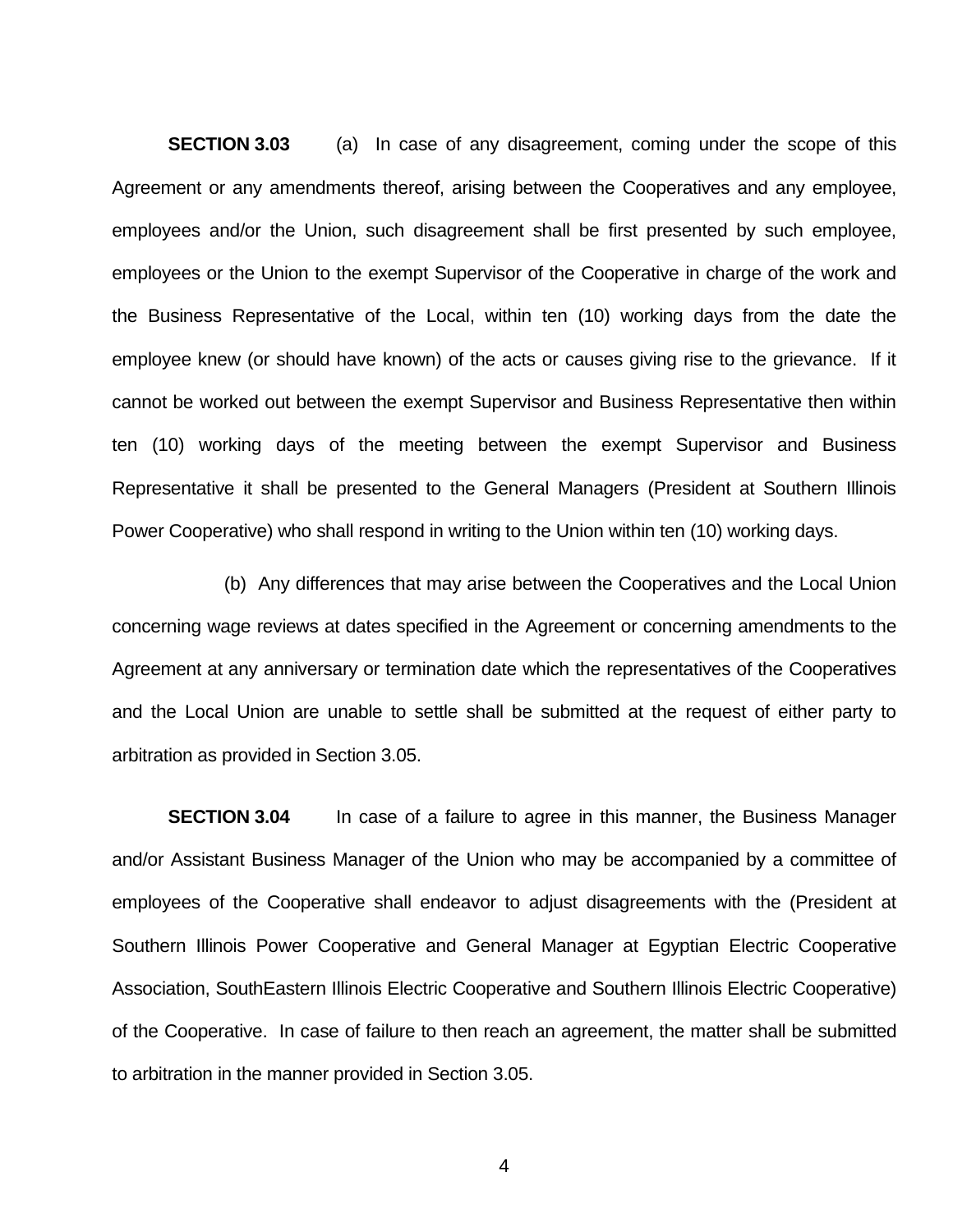**SECTION 3.03** (a) In case of any disagreement, coming under the scope of this Agreement or any amendments thereof, arising between the Cooperatives and any employee, employees and/or the Union, such disagreement shall be first presented by such employee, employees or the Union to the exempt Supervisor of the Cooperative in charge of the work and the Business Representative of the Local, within ten (10) working days from the date the employee knew (or should have known) of the acts or causes giving rise to the grievance. If it cannot be worked out between the exempt Supervisor and Business Representative then within ten (10) working days of the meeting between the exempt Supervisor and Business Representative it shall be presented to the General Managers (President at Southern Illinois Power Cooperative) who shall respond in writing to the Union within ten (10) working days.

(b) Any differences that may arise between the Cooperatives and the Local Union concerning wage reviews at dates specified in the Agreement or concerning amendments to the Agreement at any anniversary or termination date which the representatives of the Cooperatives and the Local Union are unable to settle shall be submitted at the request of either party to arbitration as provided in Section 3.05.

**SECTION 3.04** In case of a failure to agree in this manner, the Business Manager and/or Assistant Business Manager of the Union who may be accompanied by a committee of employees of the Cooperative shall endeavor to adjust disagreements with the (President at Southern Illinois Power Cooperative and General Manager at Egyptian Electric Cooperative Association, SouthEastern Illinois Electric Cooperative and Southern Illinois Electric Cooperative) of the Cooperative. In case of failure to then reach an agreement, the matter shall be submitted to arbitration in the manner provided in Section 3.05.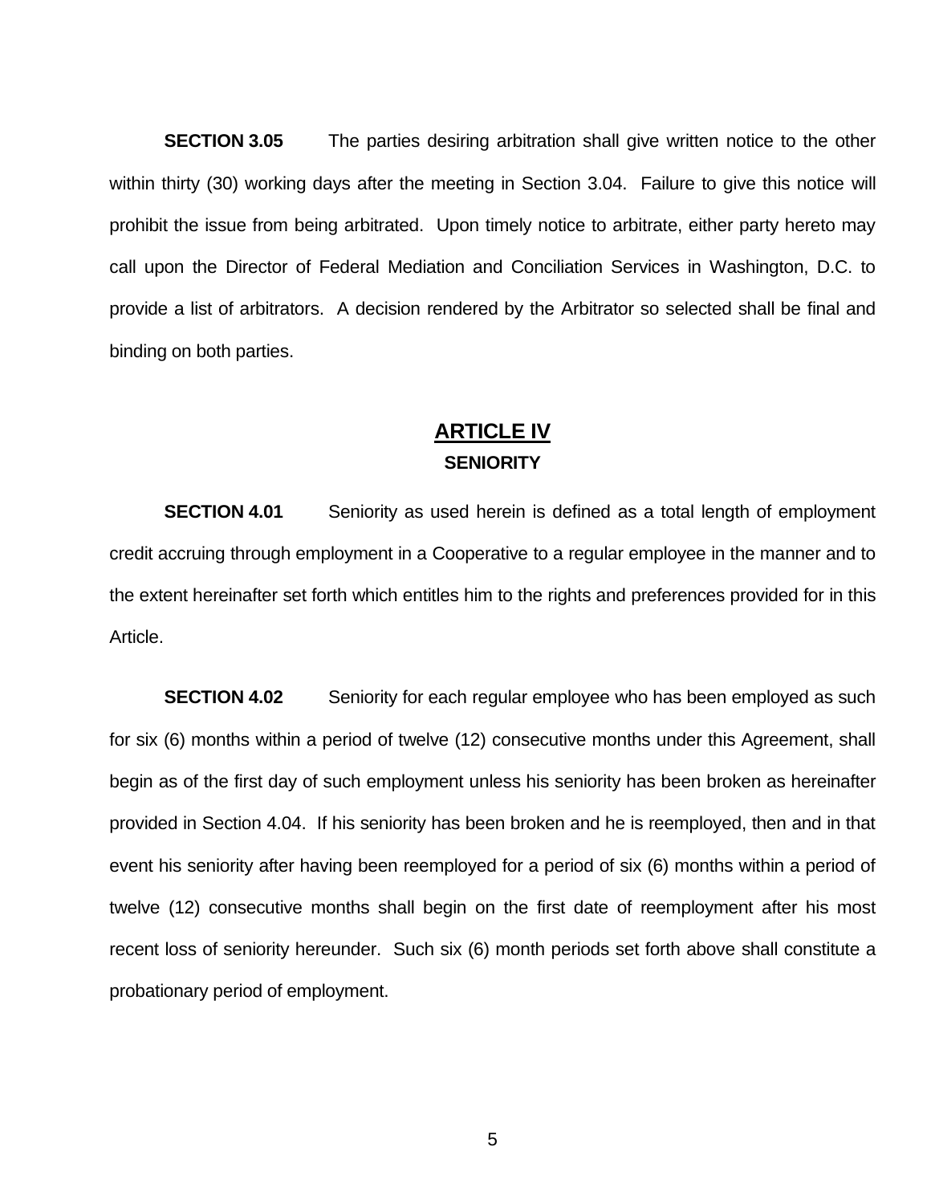**SECTION 3.05** The parties desiring arbitration shall give written notice to the other within thirty (30) working days after the meeting in Section 3.04. Failure to give this notice will prohibit the issue from being arbitrated. Upon timely notice to arbitrate, either party hereto may call upon the Director of Federal Mediation and Conciliation Services in Washington, D.C. to provide a list of arbitrators. A decision rendered by the Arbitrator so selected shall be final and binding on both parties.

## ARTICLE IV
### SENIORITY

**SECTION 4.01** Seniority as used herein is defined as a total length of employment credit accruing through employment in a Cooperative to a regular employee in the manner and to the extent hereinafter set forth which entitles him to the rights and preferences provided for in this Article.

**SECTION 4.02** Seniority for each regular employee who has been employed as such for six (6) months within a period of twelve (12) consecutive months under this Agreement, shall begin as of the first day of such employment unless his seniority has been broken as hereinafter provided in Section 4.04. If his seniority has been broken and he is reemployed, then and in that event his seniority after having been reemployed for a period of six (6) months within a period of twelve (12) consecutive months shall begin on the first date of reemployment after his most recent loss of seniority hereunder. Such six (6) month periods set forth above shall constitute a probationary period of employment.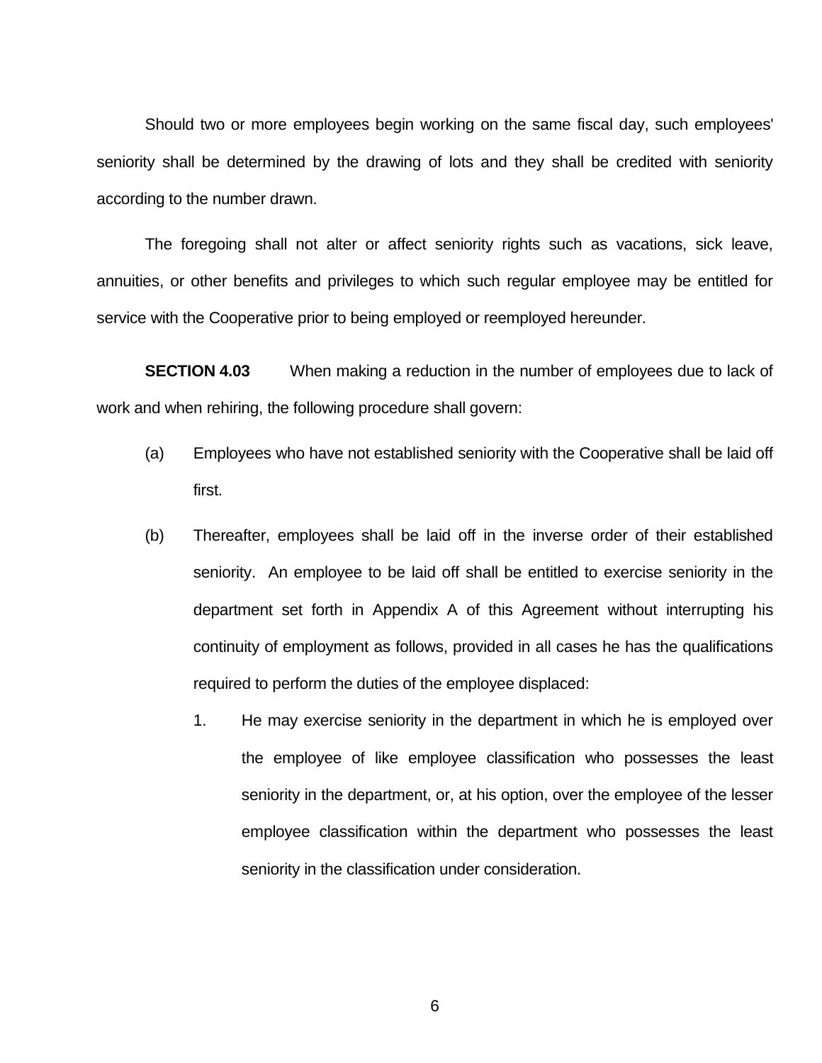Should two or more employees begin working on the same fiscal day, such employees' seniority shall be determined by the drawing of lots and they shall be credited with seniority according to the number drawn.

The foregoing shall not alter or affect seniority rights such as vacations, sick leave, annuities, or other benefits and privileges to which such regular employee may be entitled for service with the Cooperative prior to being employed or reemployed hereunder.

**SECTION 4.03** When making a reduction in the number of employees due to lack of work and when rehiring, the following procedure shall govern:

(a) Employees who have not established seniority with the Cooperative shall be laid off first.

(b) Thereafter, employees shall be laid off in the inverse order of their established seniority. An employee to be laid off shall be entitled to exercise seniority in the department set forth in Appendix A of this Agreement without interrupting his continuity of employment as follows, provided in all cases he has the qualifications required to perform the duties of the employee displaced:

1. He may exercise seniority in the department in which he is employed over the employee of like employee classification who possesses the least seniority in the department, or, at his option, over the employee of the lesser employee classification within the department who possesses the least seniority in the classification under consideration.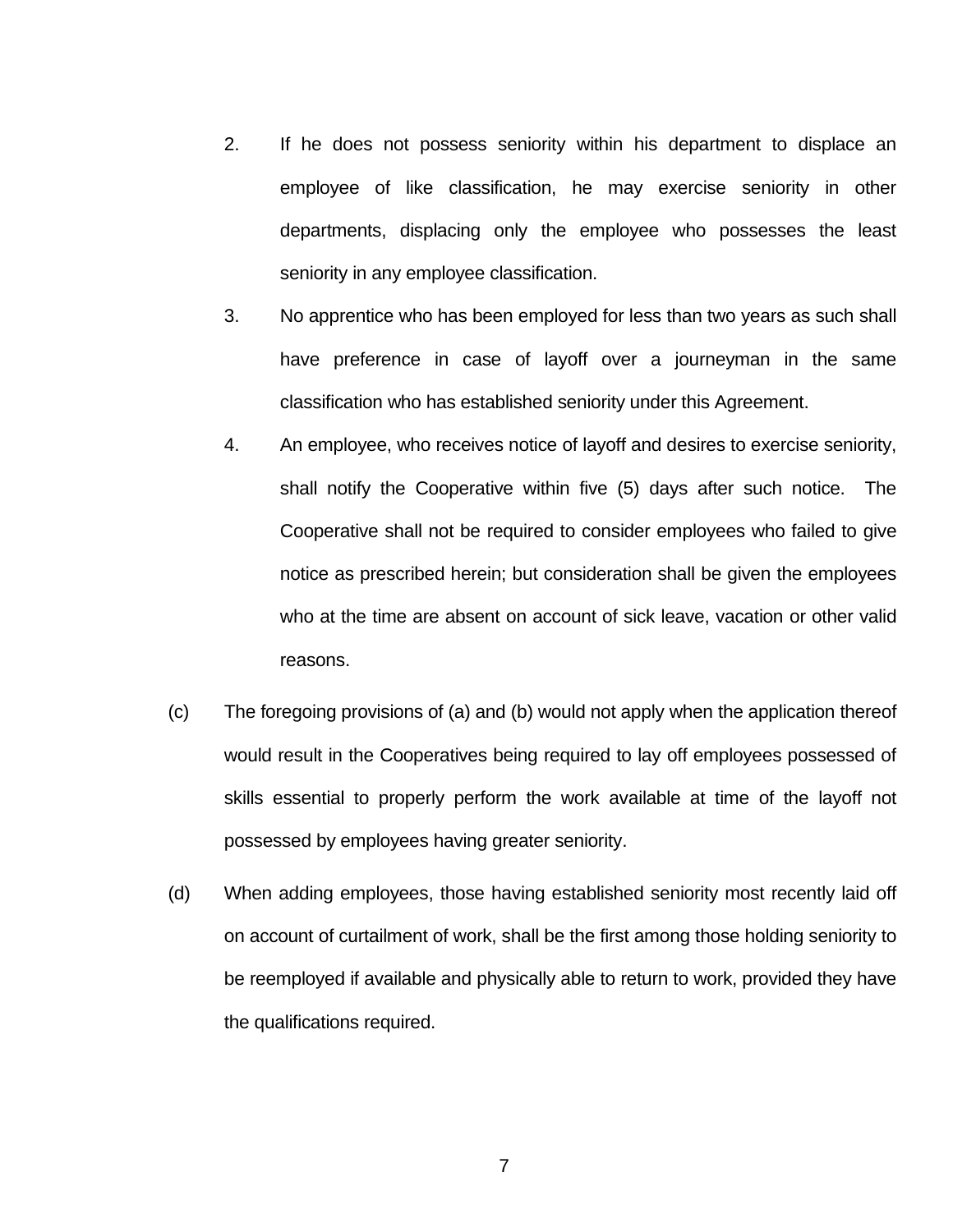2. If he does not possess seniority within his department to displace an employee of like classification, he may exercise seniority in other departments, displacing only the employee who possesses the least seniority in any employee classification.

3. No apprentice who has been employed for less than two years as such shall have preference in case of layoff over a journeyman in the same classification who has established seniority under this Agreement.

4. An employee, who receives notice of layoff and desires to exercise seniority, shall notify the Cooperative within five (5) days after such notice. The Cooperative shall not be required to consider employees who failed to give notice as prescribed herein; but consideration shall be given the employees who at the time are absent on account of sick leave, vacation or other valid reasons.

(c) The foregoing provisions of (a) and (b) would not apply when the application thereof would result in the Cooperatives being required to lay off employees possessed of skills essential to properly perform the work available at time of the layoff not possessed by employees having greater seniority.

(d) When adding employees, those having established seniority most recently laid off on account of curtailment of work, shall be the first among those holding seniority to be reemployed if available and physically able to return to work, provided they have the qualifications required.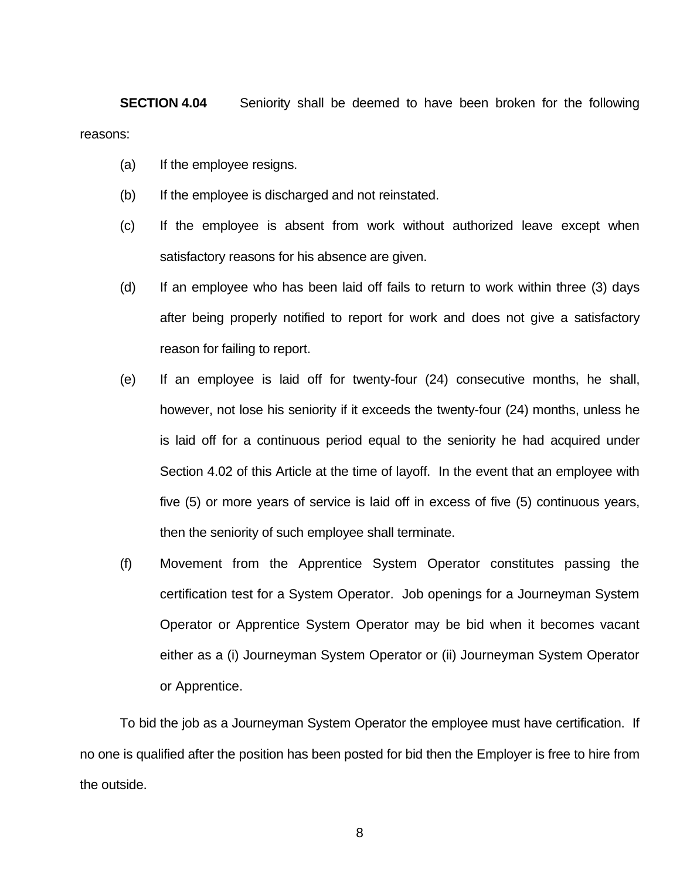**SECTION 4.04** Seniority shall be deemed to have been broken for the following reasons:

(a) If the employee resigns.

(b) If the employee is discharged and not reinstated.

(c) If the employee is absent from work without authorized leave except when satisfactory reasons for his absence are given.

(d) If an employee who has been laid off fails to return to work within three (3) days after being properly notified to report for work and does not give a satisfactory reason for failing to report.

(e) If an employee is laid off for twenty-four (24) consecutive months, he shall, however, not lose his seniority if it exceeds the twenty-four (24) months, unless he is laid off for a continuous period equal to the seniority he had acquired under Section 4.02 of this Article at the time of layoff. In the event that an employee with five (5) or more years of service is laid off in excess of five (5) continuous years, then the seniority of such employee shall terminate.

(f) Movement from the Apprentice System Operator constitutes passing the certification test for a System Operator. Job openings for a Journeyman System Operator or Apprentice System Operator may be bid when it becomes vacant either as a (i) Journeyman System Operator or (ii) Journeyman System Operator or Apprentice.

To bid the job as a Journeyman System Operator the employee must have certification. If no one is qualified after the position has been posted for bid then the Employer is free to hire from the outside.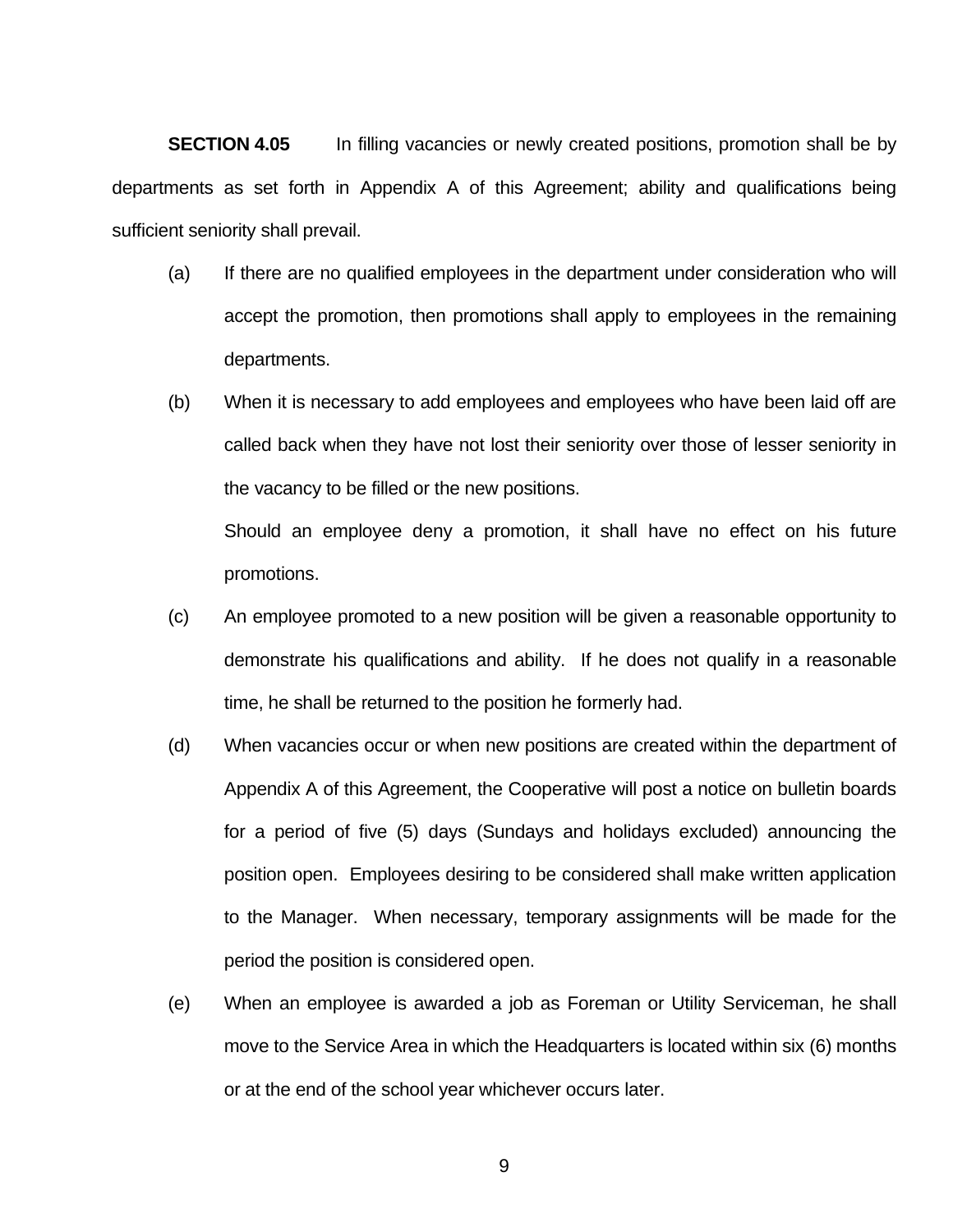**SECTION 4.05** In filling vacancies or newly created positions, promotion shall be by departments as set forth in Appendix A of this Agreement; ability and qualifications being sufficient seniority shall prevail.

(a) If there are no qualified employees in the department under consideration who will accept the promotion, then promotions shall apply to employees in the remaining departments.

(b) When it is necessary to add employees and employees who have been laid off are called back when they have not lost their seniority over those of lesser seniority in the vacancy to be filled or the new positions.

Should an employee deny a promotion, it shall have no effect on his future promotions.

(c) An employee promoted to a new position will be given a reasonable opportunity to demonstrate his qualifications and ability. If he does not qualify in a reasonable time, he shall be returned to the position he formerly had.

(d) When vacancies occur or when new positions are created within the department of Appendix A of this Agreement, the Cooperative will post a notice on bulletin boards for a period of five (5) days (Sundays and holidays excluded) announcing the position open. Employees desiring to be considered shall make written application to the Manager. When necessary, temporary assignments will be made for the period the position is considered open.

(e) When an employee is awarded a job as Foreman or Utility Serviceman, he shall move to the Service Area in which the Headquarters is located within six (6) months or at the end of the school year whichever occurs later.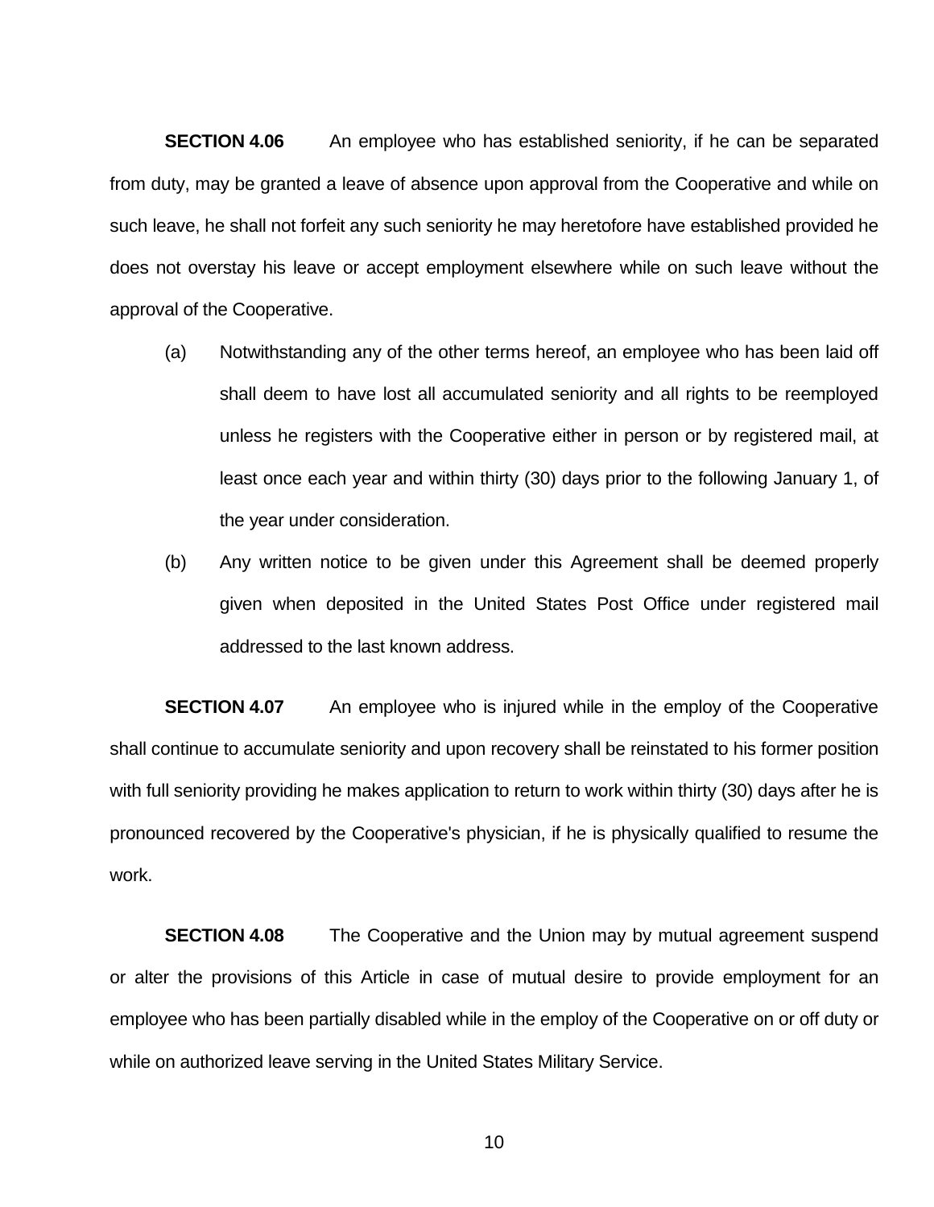**SECTION 4.06** An employee who has established seniority, if he can be separated from duty, may be granted a leave of absence upon approval from the Cooperative and while on such leave, he shall not forfeit any such seniority he may heretofore have established provided he does not overstay his leave or accept employment elsewhere while on such leave without the approval of the Cooperative.

(a) Notwithstanding any of the other terms hereof, an employee who has been laid off shall deem to have lost all accumulated seniority and all rights to be reemployed unless he registers with the Cooperative either in person or by registered mail, at least once each year and within thirty (30) days prior to the following January 1, of the year under consideration.

(b) Any written notice to be given under this Agreement shall be deemed properly given when deposited in the United States Post Office under registered mail addressed to the last known address.

**SECTION 4.07** An employee who is injured while in the employ of the Cooperative shall continue to accumulate seniority and upon recovery shall be reinstated to his former position with full seniority providing he makes application to return to work within thirty (30) days after he is pronounced recovered by the Cooperative's physician, if he is physically qualified to resume the work.

**SECTION 4.08** The Cooperative and the Union may by mutual agreement suspend or alter the provisions of this Article in case of mutual desire to provide employment for an employee who has been partially disabled while in the employ of the Cooperative on or off duty or while on authorized leave serving in the United States Military Service.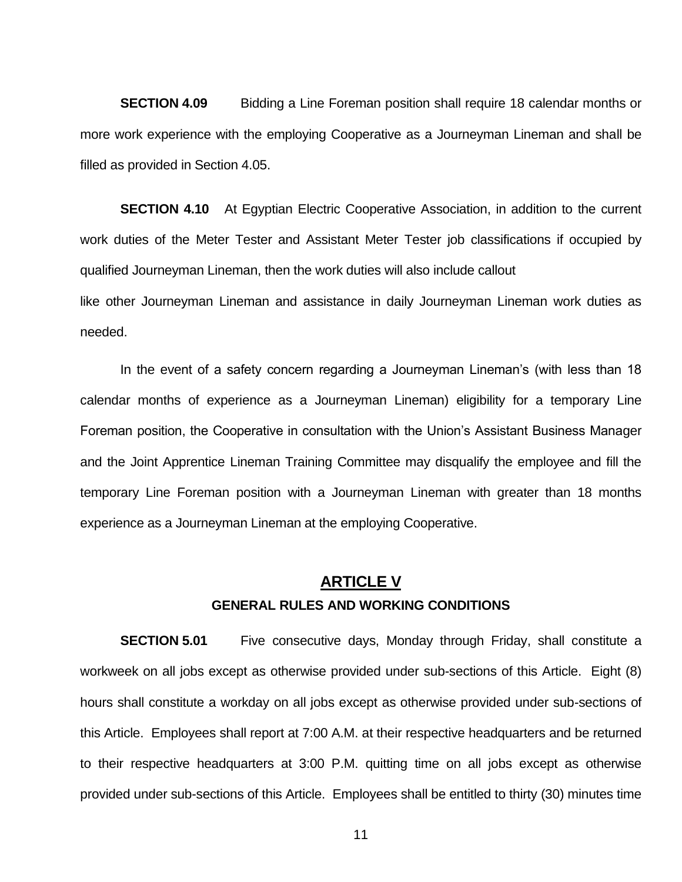**SECTION 4.09** Bidding a Line Foreman position shall require 18 calendar months or more work experience with the employing Cooperative as a Journeyman Lineman and shall be filled as provided in Section 4.05.

**SECTION 4.10** At Egyptian Electric Cooperative Association, in addition to the current work duties of the Meter Tester and Assistant Meter Tester job classifications if occupied by qualified Journeyman Lineman, then the work duties will also include callout like other Journeyman Lineman and assistance in daily Journeyman Lineman work duties as needed.

In the event of a safety concern regarding a Journeyman Lineman's (with less than 18 calendar months of experience as a Journeyman Lineman) eligibility for a temporary Line Foreman position, the Cooperative in consultation with the Union's Assistant Business Manager and the Joint Apprentice Lineman Training Committee may disqualify the employee and fill the temporary Line Foreman position with a Journeyman Lineman with greater than 18 months experience as a Journeyman Lineman at the employing Cooperative.

## ARTICLE V

### GENERAL RULES AND WORKING CONDITIONS

**SECTION 5.01** Five consecutive days, Monday through Friday, shall constitute a workweek on all jobs except as otherwise provided under sub-sections of this Article. Eight (8) hours shall constitute a workday on all jobs except as otherwise provided under sub-sections of this Article. Employees shall report at 7:00 A.M. at their respective headquarters and be returned to their respective headquarters at 3:00 P.M. quitting time on all jobs except as otherwise provided under sub-sections of this Article. Employees shall be entitled to thirty (30) minutes time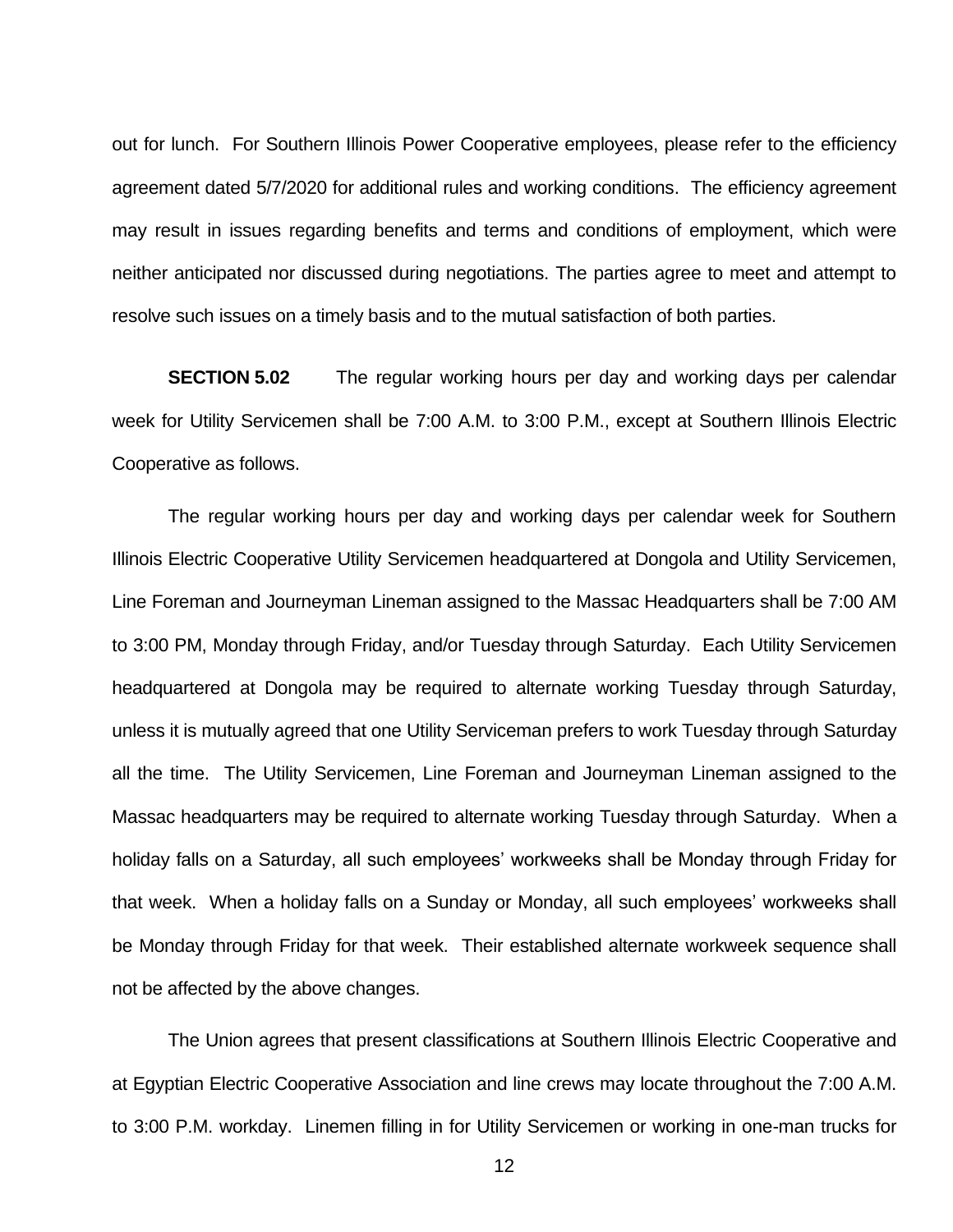out for lunch. For Southern Illinois Power Cooperative employees, please refer to the efficiency agreement dated 5/7/2020 for additional rules and working conditions. The efficiency agreement may result in issues regarding benefits and terms and conditions of employment, which were neither anticipated nor discussed during negotiations. The parties agree to meet and attempt to resolve such issues on a timely basis and to the mutual satisfaction of both parties.

**SECTION 5.02** The regular working hours per day and working days per calendar week for Utility Servicemen shall be 7:00 A.M. to 3:00 P.M., except at Southern Illinois Electric Cooperative as follows.

The regular working hours per day and working days per calendar week for Southern Illinois Electric Cooperative Utility Servicemen headquartered at Dongola and Utility Servicemen, Line Foreman and Journeyman Lineman assigned to the Massac Headquarters shall be 7:00 AM to 3:00 PM, Monday through Friday, and/or Tuesday through Saturday. Each Utility Servicemen headquartered at Dongola may be required to alternate working Tuesday through Saturday, unless it is mutually agreed that one Utility Serviceman prefers to work Tuesday through Saturday all the time. The Utility Servicemen, Line Foreman and Journeyman Lineman assigned to the Massac headquarters may be required to alternate working Tuesday through Saturday. When a holiday falls on a Saturday, all such employees' workweeks shall be Monday through Friday for that week. When a holiday falls on a Sunday or Monday, all such employees' workweeks shall be Monday through Friday for that week. Their established alternate workweek sequence shall not be affected by the above changes.

The Union agrees that present classifications at Southern Illinois Electric Cooperative and at Egyptian Electric Cooperative Association and line crews may locate throughout the 7:00 A.M. to 3:00 P.M. workday. Linemen filling in for Utility Servicemen or working in one-man trucks for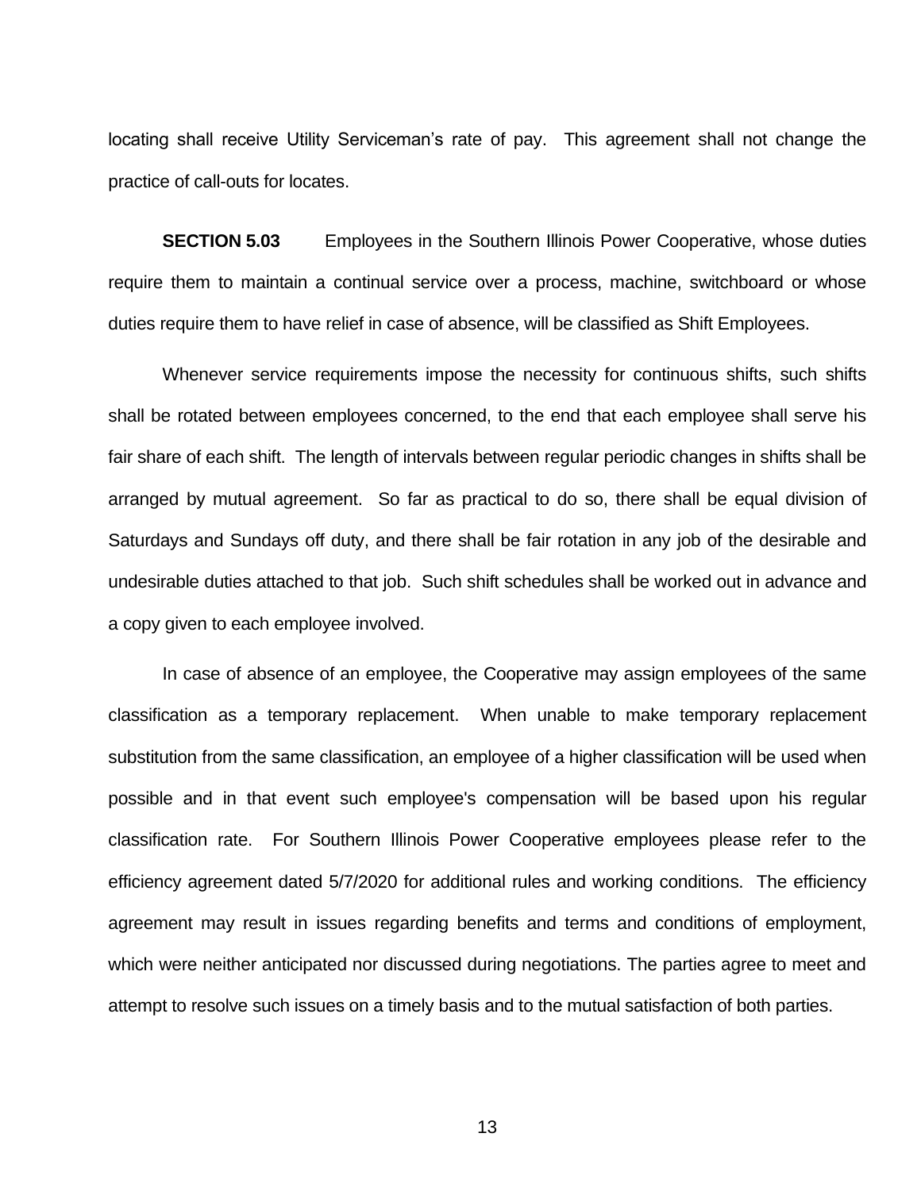locating shall receive Utility Serviceman's rate of pay. This agreement shall not change the practice of call-outs for locates.

**SECTION 5.03** Employees in the Southern Illinois Power Cooperative, whose duties require them to maintain a continual service over a process, machine, switchboard or whose duties require them to have relief in case of absence, will be classified as Shift Employees.

Whenever service requirements impose the necessity for continuous shifts, such shifts shall be rotated between employees concerned, to the end that each employee shall serve his fair share of each shift. The length of intervals between regular periodic changes in shifts shall be arranged by mutual agreement. So far as practical to do so, there shall be equal division of Saturdays and Sundays off duty, and there shall be fair rotation in any job of the desirable and undesirable duties attached to that job. Such shift schedules shall be worked out in advance and a copy given to each employee involved.

In case of absence of an employee, the Cooperative may assign employees of the same classification as a temporary replacement. When unable to make temporary replacement substitution from the same classification, an employee of a higher classification will be used when possible and in that event such employee's compensation will be based upon his regular classification rate. For Southern Illinois Power Cooperative employees please refer to the efficiency agreement dated 5/7/2020 for additional rules and working conditions. The efficiency agreement may result in issues regarding benefits and terms and conditions of employment, which were neither anticipated nor discussed during negotiations. The parties agree to meet and attempt to resolve such issues on a timely basis and to the mutual satisfaction of both parties.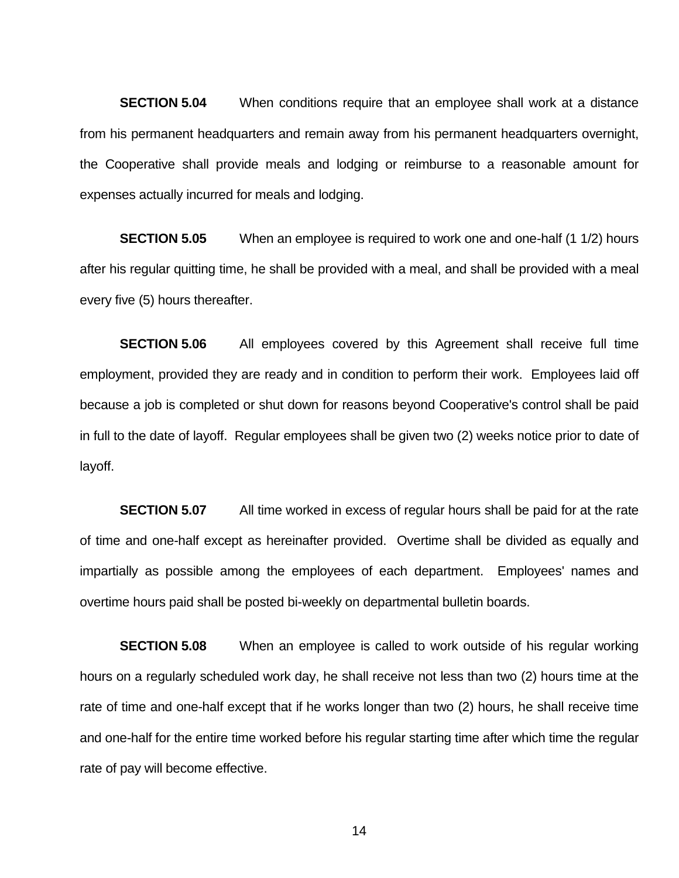**SECTION 5.04** When conditions require that an employee shall work at a distance from his permanent headquarters and remain away from his permanent headquarters overnight, the Cooperative shall provide meals and lodging or reimburse to a reasonable amount for expenses actually incurred for meals and lodging.

**SECTION 5.05** When an employee is required to work one and one-half (1 1/2) hours after his regular quitting time, he shall be provided with a meal, and shall be provided with a meal every five (5) hours thereafter.

**SECTION 5.06** All employees covered by this Agreement shall receive full time employment, provided they are ready and in condition to perform their work. Employees laid off because a job is completed or shut down for reasons beyond Cooperative's control shall be paid in full to the date of layoff. Regular employees shall be given two (2) weeks notice prior to date of layoff.

**SECTION 5.07** All time worked in excess of regular hours shall be paid for at the rate of time and one-half except as hereinafter provided. Overtime shall be divided as equally and impartially as possible among the employees of each department. Employees' names and overtime hours paid shall be posted bi-weekly on departmental bulletin boards.

**SECTION 5.08** When an employee is called to work outside of his regular working hours on a regularly scheduled work day, he shall receive not less than two (2) hours time at the rate of time and one-half except that if he works longer than two (2) hours, he shall receive time and one-half for the entire time worked before his regular starting time after which time the regular rate of pay will become effective.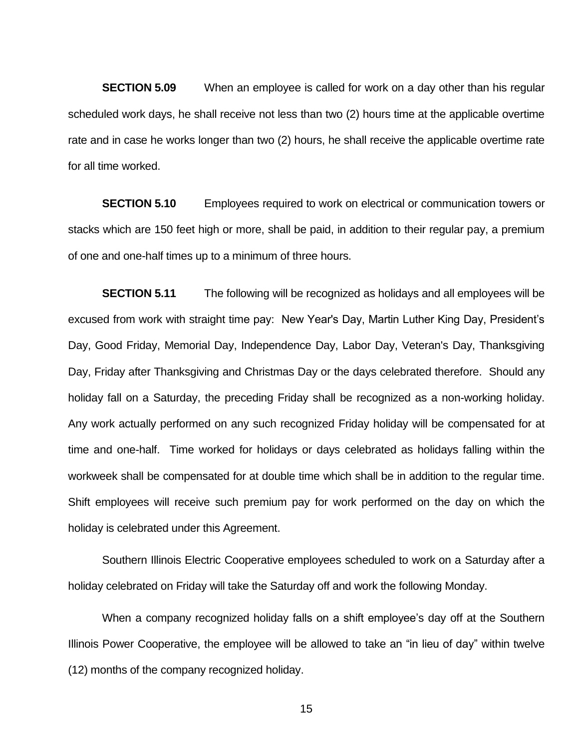**SECTION 5.09** When an employee is called for work on a day other than his regular scheduled work days, he shall receive not less than two (2) hours time at the applicable overtime rate and in case he works longer than two (2) hours, he shall receive the applicable overtime rate for all time worked.

**SECTION 5.10** Employees required to work on electrical or communication towers or stacks which are 150 feet high or more, shall be paid, in addition to their regular pay, a premium of one and one-half times up to a minimum of three hours.

**SECTION 5.11** The following will be recognized as holidays and all employees will be excused from work with straight time pay: New Year's Day, Martin Luther King Day, President's Day, Good Friday, Memorial Day, Independence Day, Labor Day, Veteran's Day, Thanksgiving Day, Friday after Thanksgiving and Christmas Day or the days celebrated therefore. Should any holiday fall on a Saturday, the preceding Friday shall be recognized as a non-working holiday. Any work actually performed on any such recognized Friday holiday will be compensated for at time and one-half. Time worked for holidays or days celebrated as holidays falling within the workweek shall be compensated for at double time which shall be in addition to the regular time. Shift employees will receive such premium pay for work performed on the day on which the holiday is celebrated under this Agreement.

Southern Illinois Electric Cooperative employees scheduled to work on a Saturday after a holiday celebrated on Friday will take the Saturday off and work the following Monday.

When a company recognized holiday falls on a shift employee's day off at the Southern Illinois Power Cooperative, the employee will be allowed to take an "in lieu of day" within twelve (12) months of the company recognized holiday.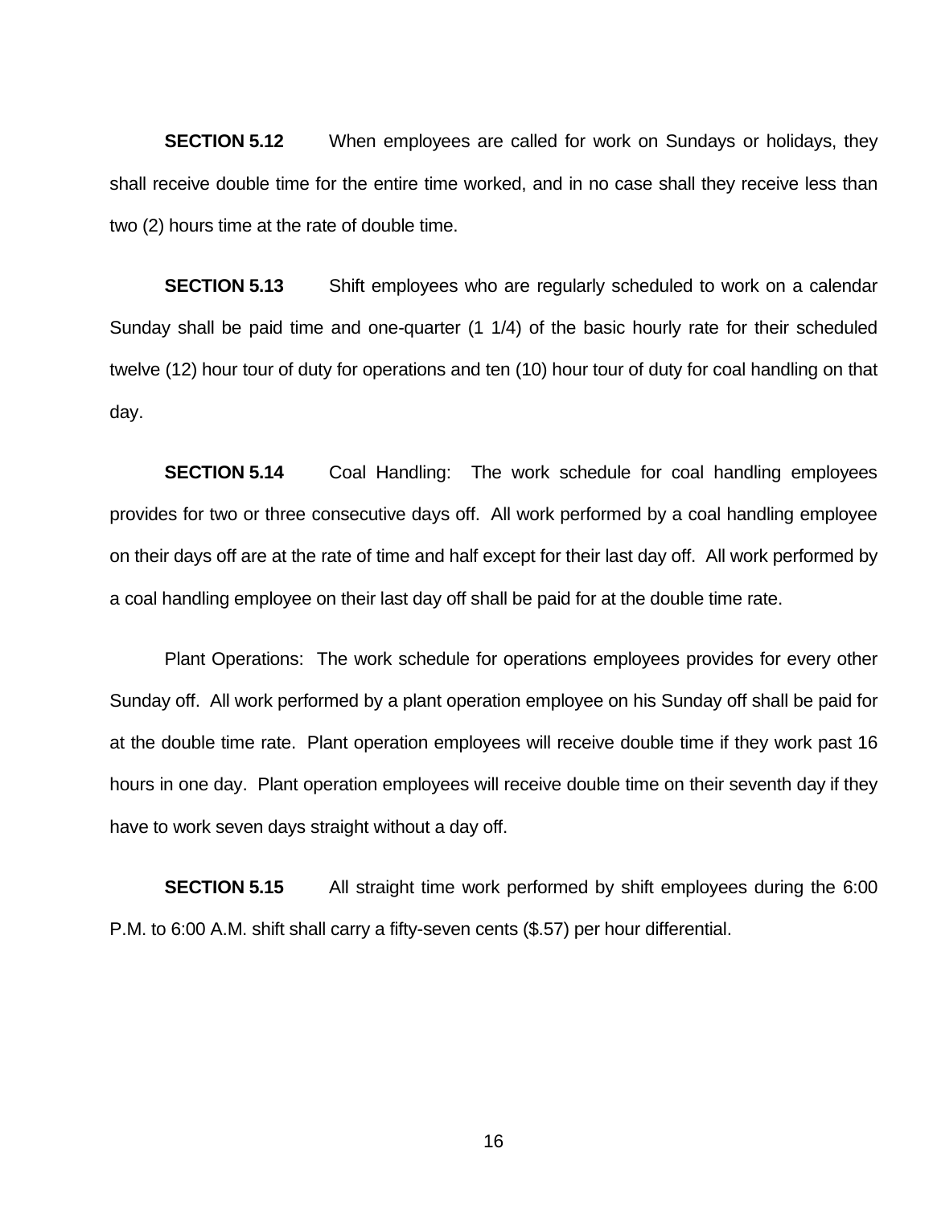**SECTION 5.12** When employees are called for work on Sundays or holidays, they shall receive double time for the entire time worked, and in no case shall they receive less than two (2) hours time at the rate of double time.

**SECTION 5.13** Shift employees who are regularly scheduled to work on a calendar Sunday shall be paid time and one-quarter (1 1/4) of the basic hourly rate for their scheduled twelve (12) hour tour of duty for operations and ten (10) hour tour of duty for coal handling on that day.

**SECTION 5.14** Coal Handling: The work schedule for coal handling employees provides for two or three consecutive days off. All work performed by a coal handling employee on their days off are at the rate of time and half except for their last day off. All work performed by a coal handling employee on their last day off shall be paid for at the double time rate.

Plant Operations: The work schedule for operations employees provides for every other Sunday off. All work performed by a plant operation employee on his Sunday off shall be paid for at the double time rate. Plant operation employees will receive double time if they work past 16 hours in one day. Plant operation employees will receive double time on their seventh day if they have to work seven days straight without a day off.

**SECTION 5.15** All straight time work performed by shift employees during the 6:00 P.M. to 6:00 A.M. shift shall carry a fifty-seven cents ($.57) per hour differential.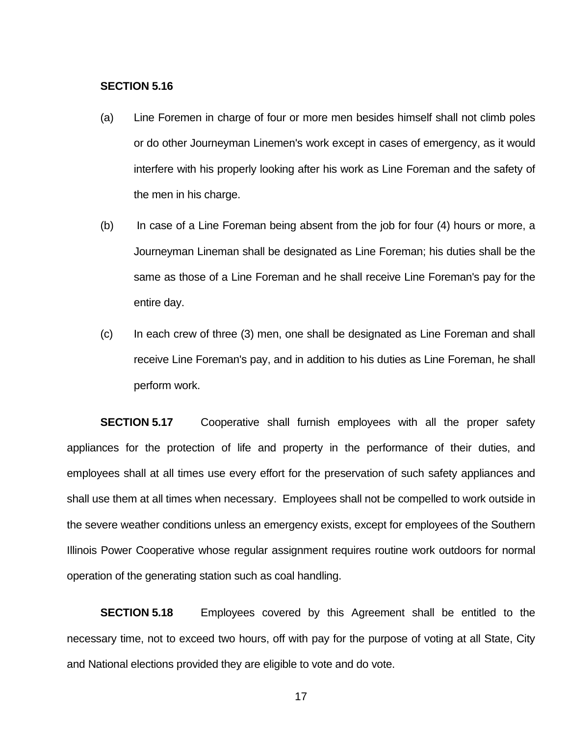**SECTION 5.16**

(a) Line Foremen in charge of four or more men besides himself shall not climb poles or do other Journeyman Linemen's work except in cases of emergency, as it would interfere with his properly looking after his work as Line Foreman and the safety of the men in his charge.

(b) In case of a Line Foreman being absent from the job for four (4) hours or more, a Journeyman Lineman shall be designated as Line Foreman; his duties shall be the same as those of a Line Foreman and he shall receive Line Foreman's pay for the entire day.

(c) In each crew of three (3) men, one shall be designated as Line Foreman and shall receive Line Foreman's pay, and in addition to his duties as Line Foreman, he shall perform work.

**SECTION 5.17** Cooperative shall furnish employees with all the proper safety appliances for the protection of life and property in the performance of their duties, and employees shall at all times use every effort for the preservation of such safety appliances and shall use them at all times when necessary. Employees shall not be compelled to work outside in the severe weather conditions unless an emergency exists, except for employees of the Southern Illinois Power Cooperative whose regular assignment requires routine work outdoors for normal operation of the generating station such as coal handling.

**SECTION 5.18** Employees covered by this Agreement shall be entitled to the necessary time, not to exceed two hours, off with pay for the purpose of voting at all State, City and National elections provided they are eligible to vote and do vote.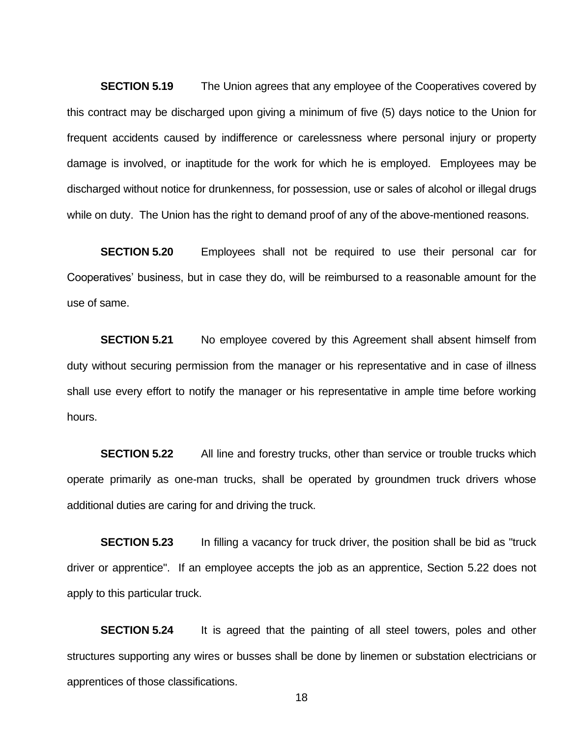**SECTION 5.19** The Union agrees that any employee of the Cooperatives covered by this contract may be discharged upon giving a minimum of five (5) days notice to the Union for frequent accidents caused by indifference or carelessness where personal injury or property damage is involved, or inaptitude for the work for which he is employed. Employees may be discharged without notice for drunkenness, for possession, use or sales of alcohol or illegal drugs while on duty. The Union has the right to demand proof of any of the above-mentioned reasons.

**SECTION 5.20** Employees shall not be required to use their personal car for Cooperatives' business, but in case they do, will be reimbursed to a reasonable amount for the use of same.

**SECTION 5.21** No employee covered by this Agreement shall absent himself from duty without securing permission from the manager or his representative and in case of illness shall use every effort to notify the manager or his representative in ample time before working hours.

**SECTION 5.22** All line and forestry trucks, other than service or trouble trucks which operate primarily as one-man trucks, shall be operated by groundmen truck drivers whose additional duties are caring for and driving the truck.

**SECTION 5.23** In filling a vacancy for truck driver, the position shall be bid as "truck driver or apprentice". If an employee accepts the job as an apprentice, Section 5.22 does not apply to this particular truck.

**SECTION 5.24** It is agreed that the painting of all steel towers, poles and other structures supporting any wires or busses shall be done by linemen or substation electricians or apprentices of those classifications.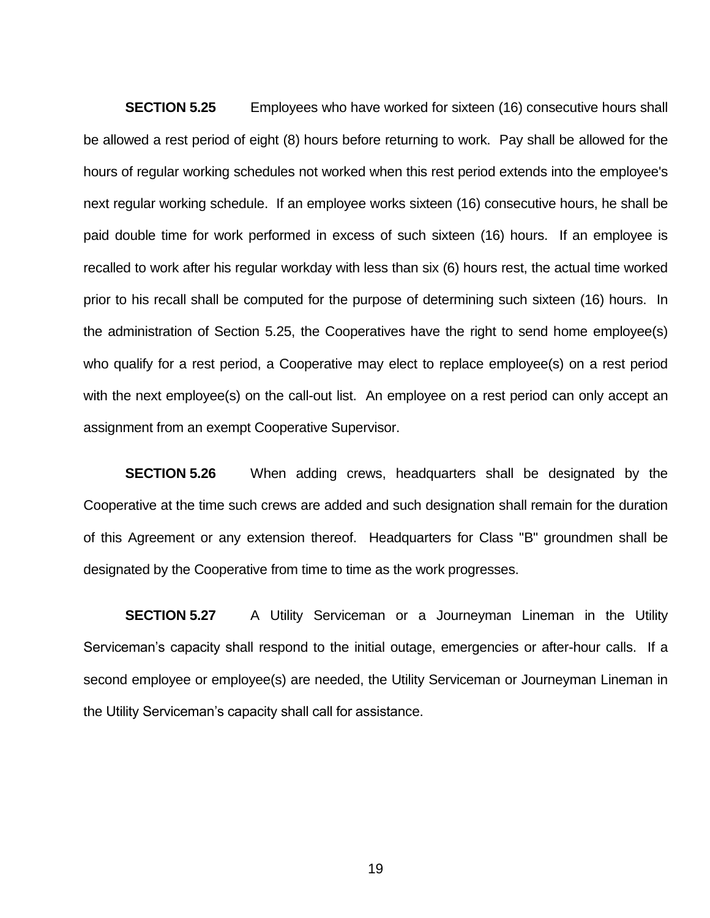**SECTION 5.25** Employees who have worked for sixteen (16) consecutive hours shall be allowed a rest period of eight (8) hours before returning to work. Pay shall be allowed for the hours of regular working schedules not worked when this rest period extends into the employee's next regular working schedule. If an employee works sixteen (16) consecutive hours, he shall be paid double time for work performed in excess of such sixteen (16) hours. If an employee is recalled to work after his regular workday with less than six (6) hours rest, the actual time worked prior to his recall shall be computed for the purpose of determining such sixteen (16) hours. In the administration of Section 5.25, the Cooperatives have the right to send home employee(s) who qualify for a rest period, a Cooperative may elect to replace employee(s) on a rest period with the next employee(s) on the call-out list. An employee on a rest period can only accept an assignment from an exempt Cooperative Supervisor.

**SECTION 5.26** When adding crews, headquarters shall be designated by the Cooperative at the time such crews are added and such designation shall remain for the duration of this Agreement or any extension thereof. Headquarters for Class "B" groundmen shall be designated by the Cooperative from time to time as the work progresses.

**SECTION 5.27** A Utility Serviceman or a Journeyman Lineman in the Utility Serviceman's capacity shall respond to the initial outage, emergencies or after-hour calls. If a second employee or employee(s) are needed, the Utility Serviceman or Journeyman Lineman in the Utility Serviceman's capacity shall call for assistance.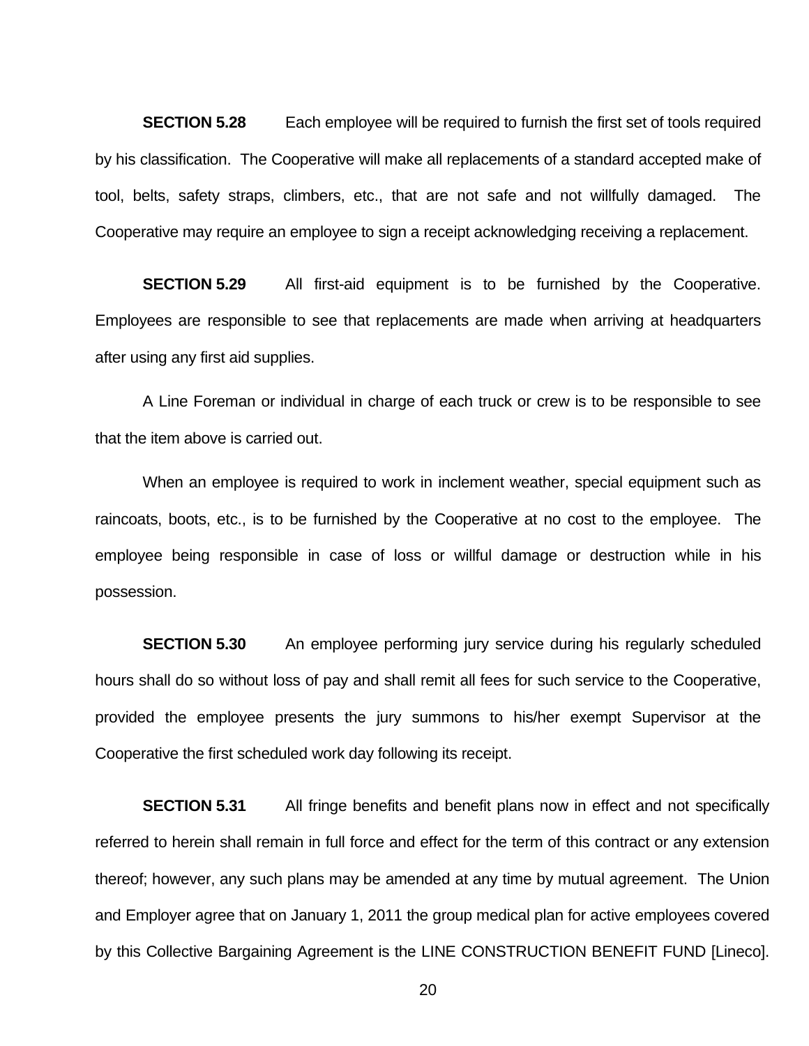**SECTION 5.28** Each employee will be required to furnish the first set of tools required by his classification. The Cooperative will make all replacements of a standard accepted make of tool, belts, safety straps, climbers, etc., that are not safe and not willfully damaged. The Cooperative may require an employee to sign a receipt acknowledging receiving a replacement.

**SECTION 5.29** All first-aid equipment is to be furnished by the Cooperative. Employees are responsible to see that replacements are made when arriving at headquarters after using any first aid supplies.

A Line Foreman or individual in charge of each truck or crew is to be responsible to see that the item above is carried out.

When an employee is required to work in inclement weather, special equipment such as raincoats, boots, etc., is to be furnished by the Cooperative at no cost to the employee. The employee being responsible in case of loss or willful damage or destruction while in his possession.

**SECTION 5.30** An employee performing jury service during his regularly scheduled hours shall do so without loss of pay and shall remit all fees for such service to the Cooperative, provided the employee presents the jury summons to his/her exempt Supervisor at the Cooperative the first scheduled work day following its receipt.

**SECTION 5.31** All fringe benefits and benefit plans now in effect and not specifically referred to herein shall remain in full force and effect for the term of this contract or any extension thereof; however, any such plans may be amended at any time by mutual agreement. The Union and Employer agree that on January 1, 2011 the group medical plan for active employees covered by this Collective Bargaining Agreement is the LINE CONSTRUCTION BENEFIT FUND [Lineco].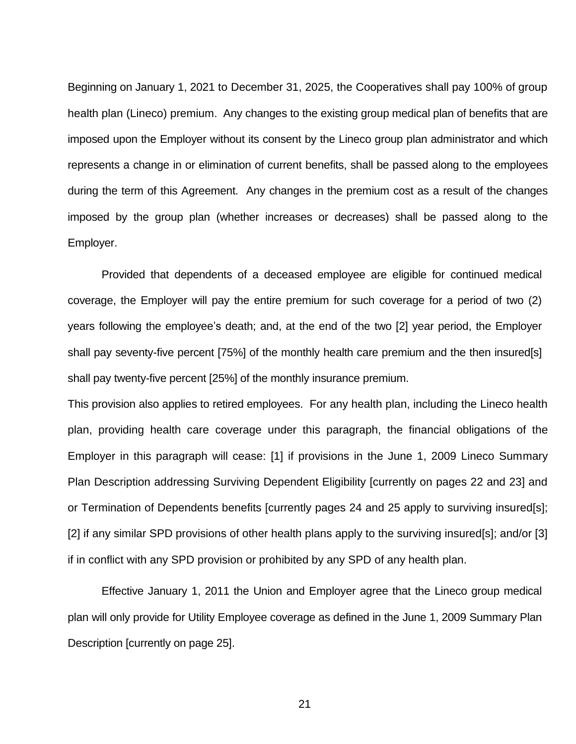Beginning on January 1, 2021 to December 31, 2025, the Cooperatives shall pay 100% of group health plan (Lineco) premium. Any changes to the existing group medical plan of benefits that are imposed upon the Employer without its consent by the Lineco group plan administrator and which represents a change in or elimination of current benefits, shall be passed along to the employees during the term of this Agreement. Any changes in the premium cost as a result of the changes imposed by the group plan (whether increases or decreases) shall be passed along to the Employer.

Provided that dependents of a deceased employee are eligible for continued medical coverage, the Employer will pay the entire premium for such coverage for a period of two (2) years following the employee's death; and, at the end of the two [2] year period, the Employer shall pay seventy-five percent [75%] of the monthly health care premium and the then insured[s] shall pay twenty-five percent [25%] of the monthly insurance premium.

This provision also applies to retired employees. For any health plan, including the Lineco health plan, providing health care coverage under this paragraph, the financial obligations of the Employer in this paragraph will cease: [1] if provisions in the June 1, 2009 Lineco Summary Plan Description addressing Surviving Dependent Eligibility [currently on pages 22 and 23] and or Termination of Dependents benefits [currently pages 24 and 25 apply to surviving insured[s]; [2] if any similar SPD provisions of other health plans apply to the surviving insured[s]; and/or [3] if in conflict with any SPD provision or prohibited by any SPD of any health plan.

Effective January 1, 2011 the Union and Employer agree that the Lineco group medical plan will only provide for Utility Employee coverage as defined in the June 1, 2009 Summary Plan Description [currently on page 25].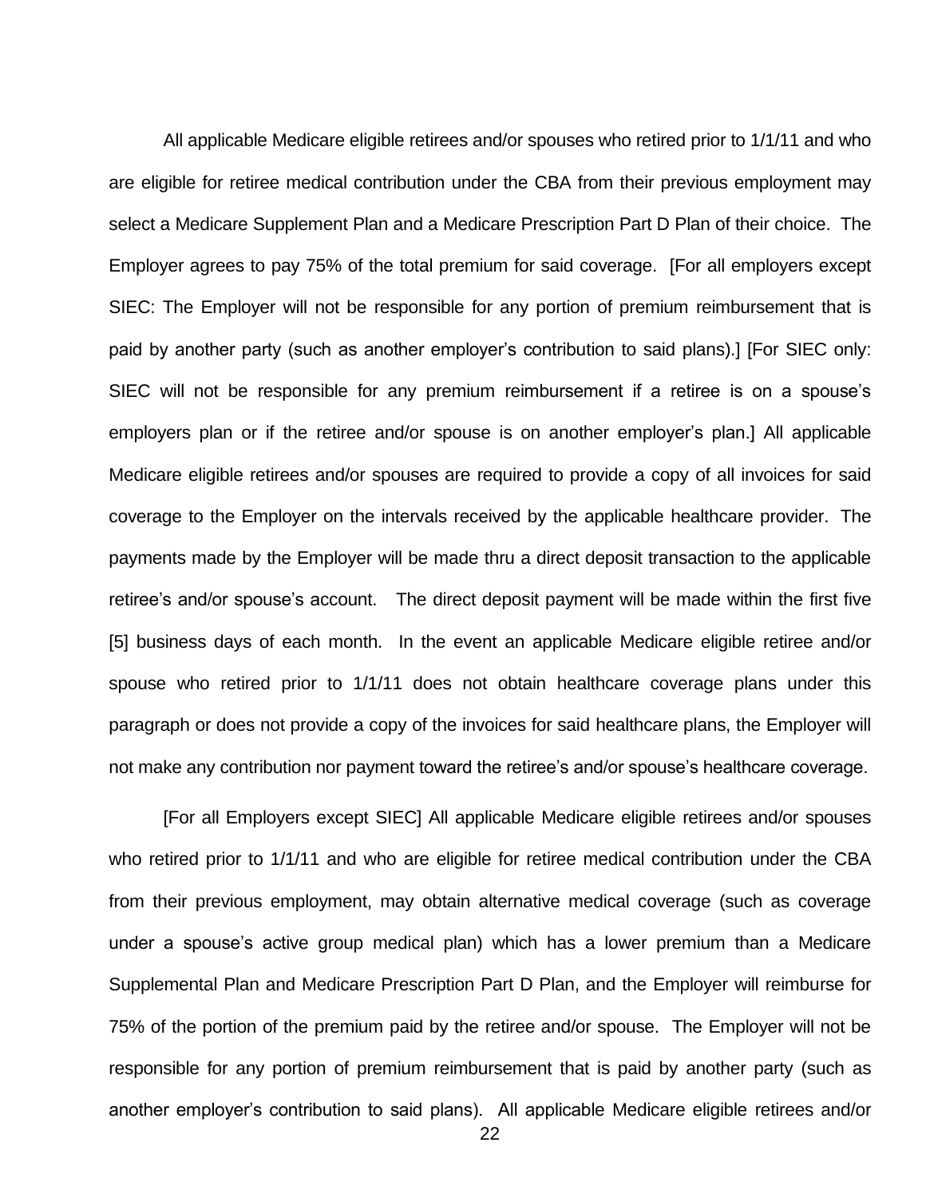All applicable Medicare eligible retirees and/or spouses who retired prior to 1/1/11 and who are eligible for retiree medical contribution under the CBA from their previous employment may select a Medicare Supplement Plan and a Medicare Prescription Part D Plan of their choice. The Employer agrees to pay 75% of the total premium for said coverage. [For all employers except SIEC: The Employer will not be responsible for any portion of premium reimbursement that is paid by another party (such as another employer's contribution to said plans).] [For SIEC only: SIEC will not be responsible for any premium reimbursement if a retiree is on a spouse's employers plan or if the retiree and/or spouse is on another employer's plan.] All applicable Medicare eligible retirees and/or spouses are required to provide a copy of all invoices for said coverage to the Employer on the intervals received by the applicable healthcare provider. The payments made by the Employer will be made thru a direct deposit transaction to the applicable retiree's and/or spouse's account. The direct deposit payment will be made within the first five [5] business days of each month. In the event an applicable Medicare eligible retiree and/or spouse who retired prior to 1/1/11 does not obtain healthcare coverage plans under this paragraph or does not provide a copy of the invoices for said healthcare plans, the Employer will not make any contribution nor payment toward the retiree's and/or spouse's healthcare coverage.

[For all Employers except SIEC] All applicable Medicare eligible retirees and/or spouses who retired prior to 1/1/11 and who are eligible for retiree medical contribution under the CBA from their previous employment, may obtain alternative medical coverage (such as coverage under a spouse's active group medical plan) which has a lower premium than a Medicare Supplemental Plan and Medicare Prescription Part D Plan, and the Employer will reimburse for 75% of the portion of the premium paid by the retiree and/or spouse. The Employer will not be responsible for any portion of premium reimbursement that is paid by another party (such as another employer's contribution to said plans). All applicable Medicare eligible retirees and/or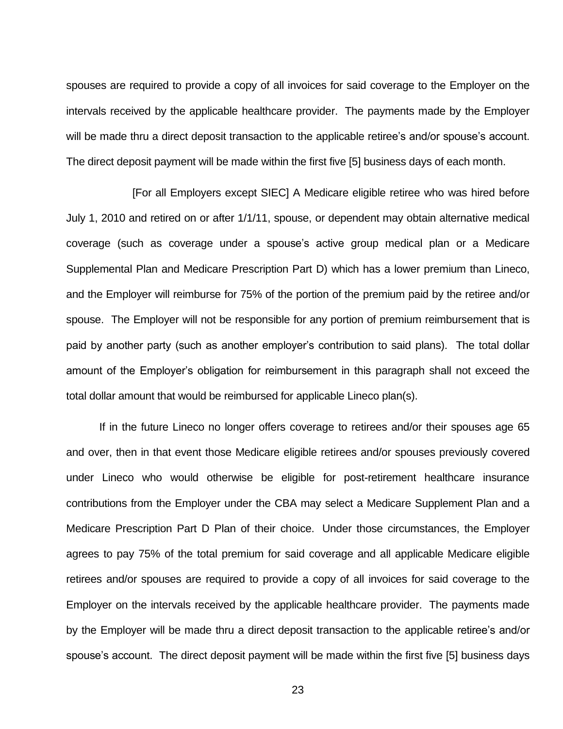spouses are required to provide a copy of all invoices for said coverage to the Employer on the intervals received by the applicable healthcare provider. The payments made by the Employer will be made thru a direct deposit transaction to the applicable retiree's and/or spouse's account. The direct deposit payment will be made within the first five [5] business days of each month.

[For all Employers except SIEC] A Medicare eligible retiree who was hired before July 1, 2010 and retired on or after 1/1/11, spouse, or dependent may obtain alternative medical coverage (such as coverage under a spouse's active group medical plan or a Medicare Supplemental Plan and Medicare Prescription Part D) which has a lower premium than Lineco, and the Employer will reimburse for 75% of the portion of the premium paid by the retiree and/or spouse. The Employer will not be responsible for any portion of premium reimbursement that is paid by another party (such as another employer's contribution to said plans). The total dollar amount of the Employer's obligation for reimbursement in this paragraph shall not exceed the total dollar amount that would be reimbursed for applicable Lineco plan(s).

If in the future Lineco no longer offers coverage to retirees and/or their spouses age 65 and over, then in that event those Medicare eligible retirees and/or spouses previously covered under Lineco who would otherwise be eligible for post-retirement healthcare insurance contributions from the Employer under the CBA may select a Medicare Supplement Plan and a Medicare Prescription Part D Plan of their choice. Under those circumstances, the Employer agrees to pay 75% of the total premium for said coverage and all applicable Medicare eligible retirees and/or spouses are required to provide a copy of all invoices for said coverage to the Employer on the intervals received by the applicable healthcare provider. The payments made by the Employer will be made thru a direct deposit transaction to the applicable retiree's and/or spouse's account. The direct deposit payment will be made within the first five [5] business days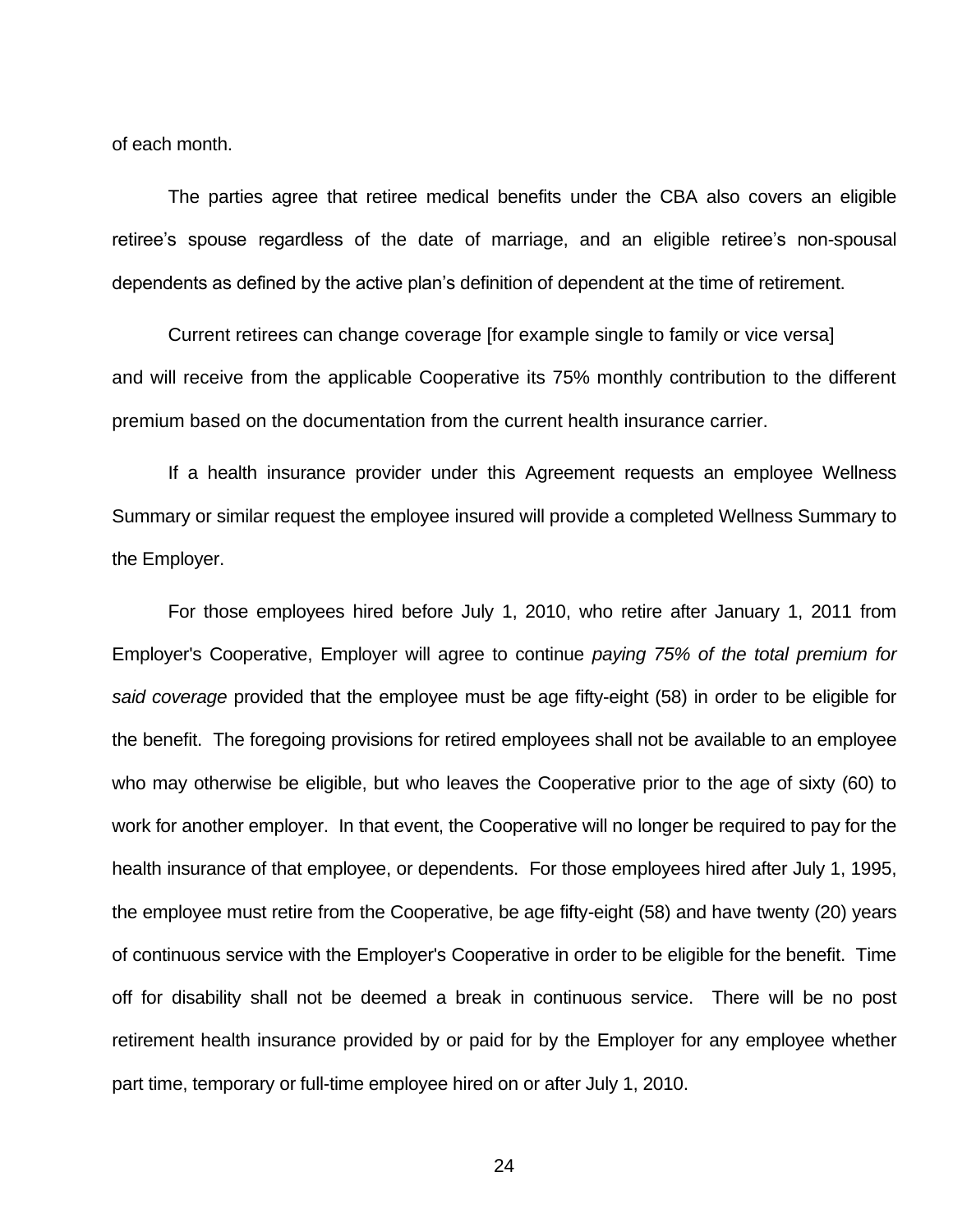of each month.

The parties agree that retiree medical benefits under the CBA also covers an eligible retiree's spouse regardless of the date of marriage, and an eligible retiree's non-spousal dependents as defined by the active plan's definition of dependent at the time of retirement.

Current retirees can change coverage [for example single to family or vice versa] and will receive from the applicable Cooperative its 75% monthly contribution to the different premium based on the documentation from the current health insurance carrier.

If a health insurance provider under this Agreement requests an employee Wellness Summary or similar request the employee insured will provide a completed Wellness Summary to the Employer.

For those employees hired before July 1, 2010, who retire after January 1, 2011 from Employer's Cooperative, Employer will agree to continue *paying 75% of the total premium for said coverage* provided that the employee must be age fifty-eight (58) in order to be eligible for the benefit. The foregoing provisions for retired employees shall not be available to an employee who may otherwise be eligible, but who leaves the Cooperative prior to the age of sixty (60) to work for another employer. In that event, the Cooperative will no longer be required to pay for the health insurance of that employee, or dependents. For those employees hired after July 1, 1995, the employee must retire from the Cooperative, be age fifty-eight (58) and have twenty (20) years of continuous service with the Employer's Cooperative in order to be eligible for the benefit. Time off for disability shall not be deemed a break in continuous service. There will be no post retirement health insurance provided by or paid for by the Employer for any employee whether part time, temporary or full-time employee hired on or after July 1, 2010.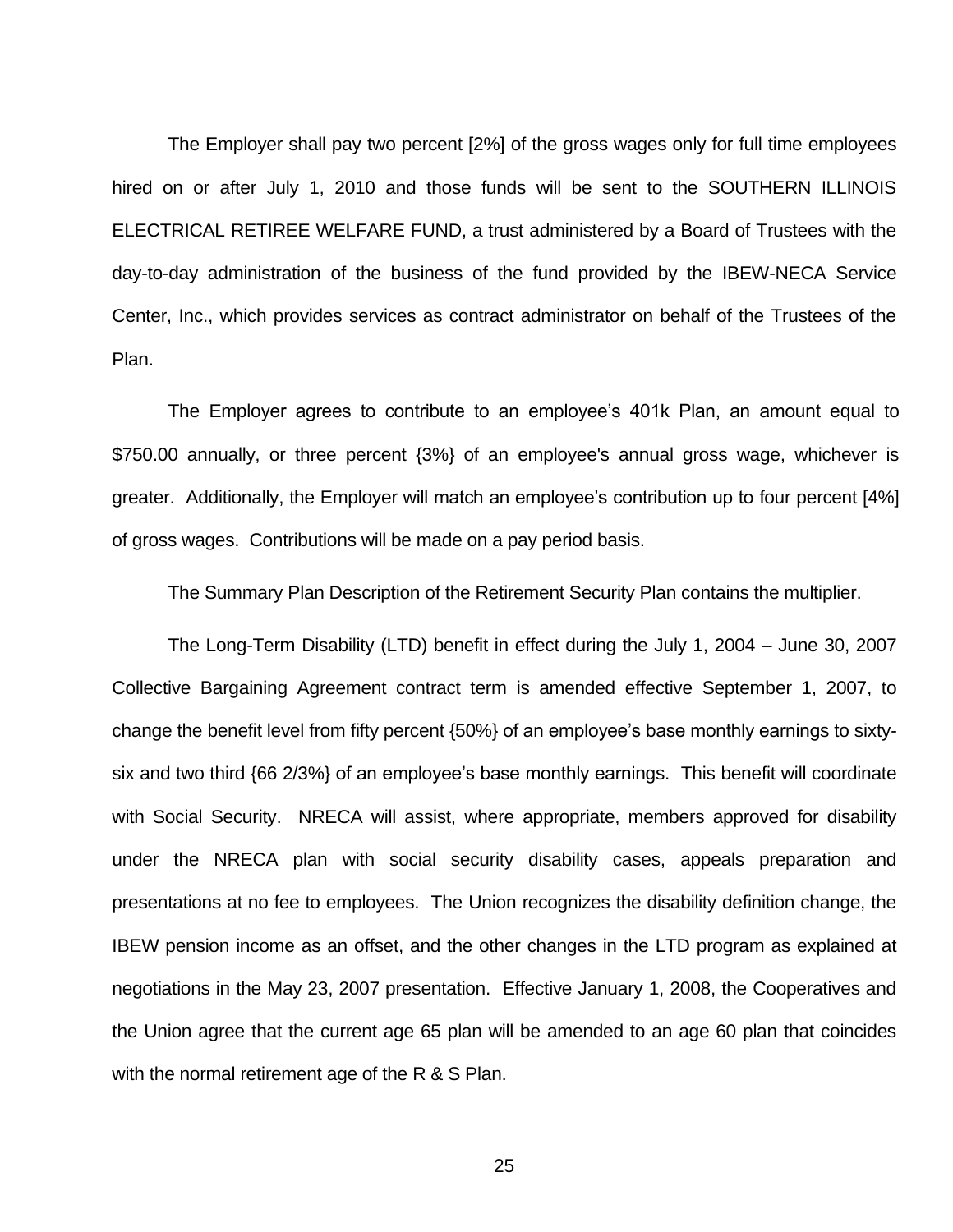The Employer shall pay two percent [2%] of the gross wages only for full time employees hired on or after July 1, 2010 and those funds will be sent to the SOUTHERN ILLINOIS ELECTRICAL RETIREE WELFARE FUND, a trust administered by a Board of Trustees with the day-to-day administration of the business of the fund provided by the IBEW-NECA Service Center, Inc., which provides services as contract administrator on behalf of the Trustees of the Plan.

The Employer agrees to contribute to an employee's 401k Plan, an amount equal to $750.00 annually, or three percent {3%} of an employee's annual gross wage, whichever is greater. Additionally, the Employer will match an employee's contribution up to four percent [4%] of gross wages. Contributions will be made on a pay period basis.

The Summary Plan Description of the Retirement Security Plan contains the multiplier.

The Long-Term Disability (LTD) benefit in effect during the July 1, 2004 – June 30, 2007 Collective Bargaining Agreement contract term is amended effective September 1, 2007, to change the benefit level from fifty percent {50%} of an employee's base monthly earnings to sixty-six and two third {66 2/3%} of an employee's base monthly earnings. This benefit will coordinate with Social Security. NRECA will assist, where appropriate, members approved for disability under the NRECA plan with social security disability cases, appeals preparation and presentations at no fee to employees. The Union recognizes the disability definition change, the IBEW pension income as an offset, and the other changes in the LTD program as explained at negotiations in the May 23, 2007 presentation. Effective January 1, 2008, the Cooperatives and the Union agree that the current age 65 plan will be amended to an age 60 plan that coincides with the normal retirement age of the R & S Plan.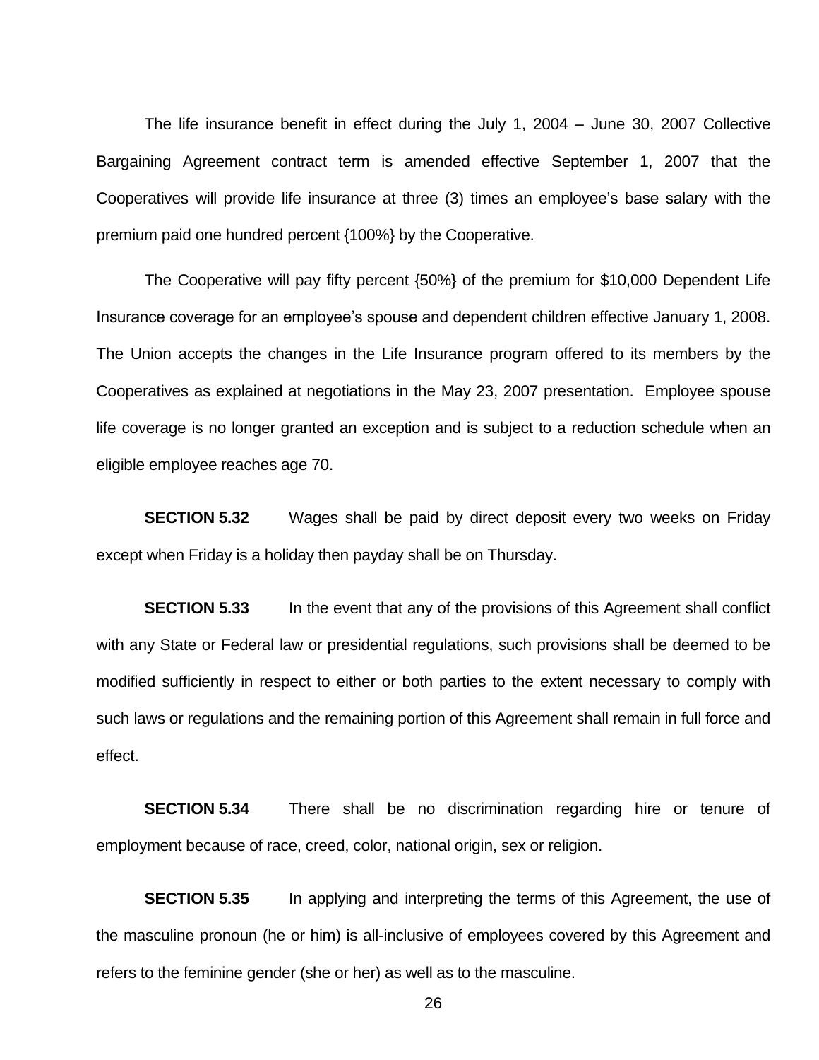The life insurance benefit in effect during the July 1, 2004 – June 30, 2007 Collective Bargaining Agreement contract term is amended effective September 1, 2007 that the Cooperatives will provide life insurance at three (3) times an employee's base salary with the premium paid one hundred percent {100%} by the Cooperative.

The Cooperative will pay fifty percent {50%} of the premium for $10,000 Dependent Life Insurance coverage for an employee's spouse and dependent children effective January 1, 2008. The Union accepts the changes in the Life Insurance program offered to its members by the Cooperatives as explained at negotiations in the May 23, 2007 presentation. Employee spouse life coverage is no longer granted an exception and is subject to a reduction schedule when an eligible employee reaches age 70.

**SECTION 5.32** Wages shall be paid by direct deposit every two weeks on Friday except when Friday is a holiday then payday shall be on Thursday.

**SECTION 5.33** In the event that any of the provisions of this Agreement shall conflict with any State or Federal law or presidential regulations, such provisions shall be deemed to be modified sufficiently in respect to either or both parties to the extent necessary to comply with such laws or regulations and the remaining portion of this Agreement shall remain in full force and effect.

**SECTION 5.34** There shall be no discrimination regarding hire or tenure of employment because of race, creed, color, national origin, sex or religion.

**SECTION 5.35** In applying and interpreting the terms of this Agreement, the use of the masculine pronoun (he or him) is all-inclusive of employees covered by this Agreement and refers to the feminine gender (she or her) as well as to the masculine.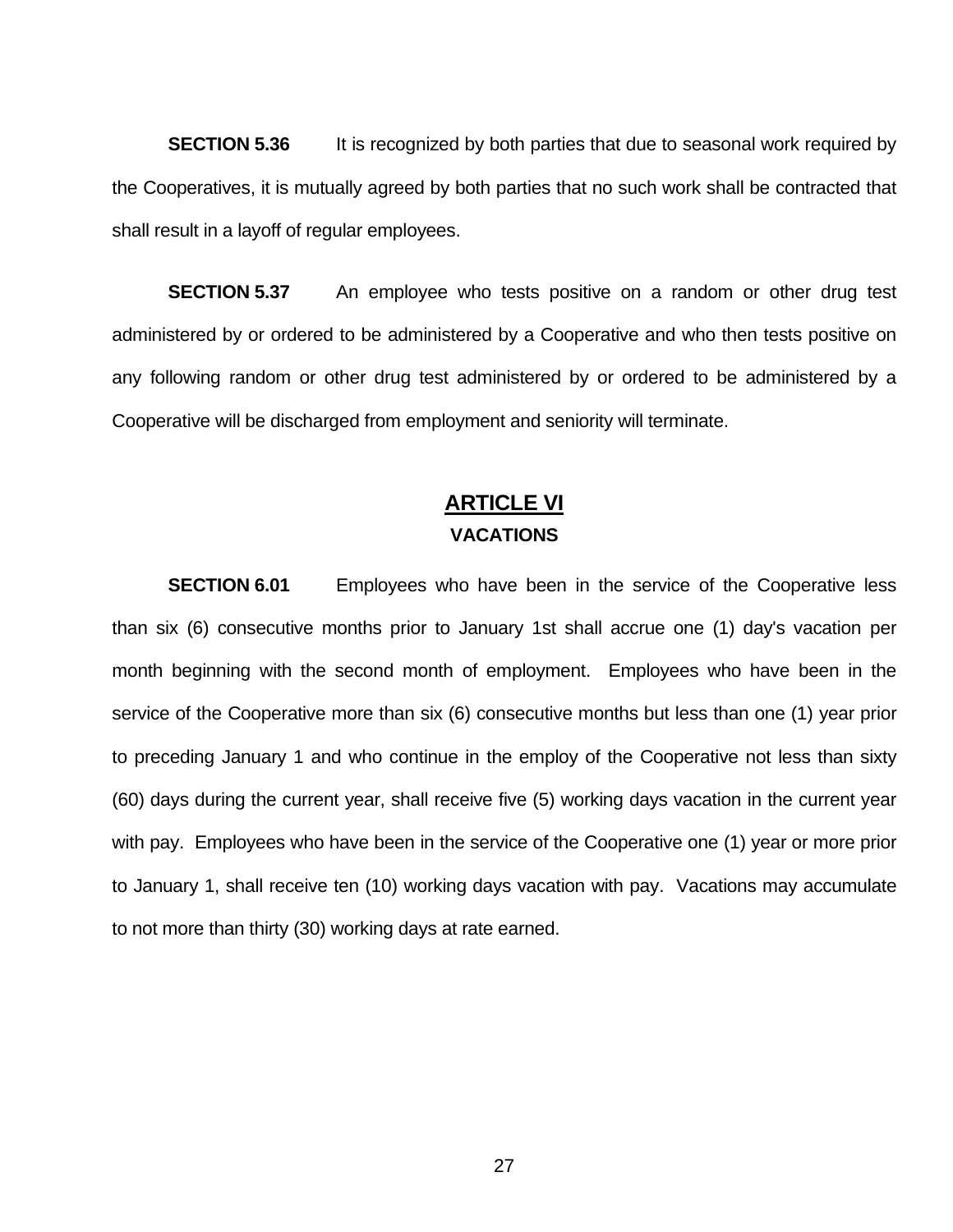**SECTION 5.36** It is recognized by both parties that due to seasonal work required by the Cooperatives, it is mutually agreed by both parties that no such work shall be contracted that shall result in a layoff of regular employees.

**SECTION 5.37** An employee who tests positive on a random or other drug test administered by or ordered to be administered by a Cooperative and who then tests positive on any following random or other drug test administered by or ordered to be administered by a Cooperative will be discharged from employment and seniority will terminate.

## ARTICLE VI
### VACATIONS

**SECTION 6.01** Employees who have been in the service of the Cooperative less than six (6) consecutive months prior to January 1st shall accrue one (1) day's vacation per month beginning with the second month of employment. Employees who have been in the service of the Cooperative more than six (6) consecutive months but less than one (1) year prior to preceding January 1 and who continue in the employ of the Cooperative not less than sixty (60) days during the current year, shall receive five (5) working days vacation in the current year with pay. Employees who have been in the service of the Cooperative one (1) year or more prior to January 1, shall receive ten (10) working days vacation with pay. Vacations may accumulate to not more than thirty (30) working days at rate earned.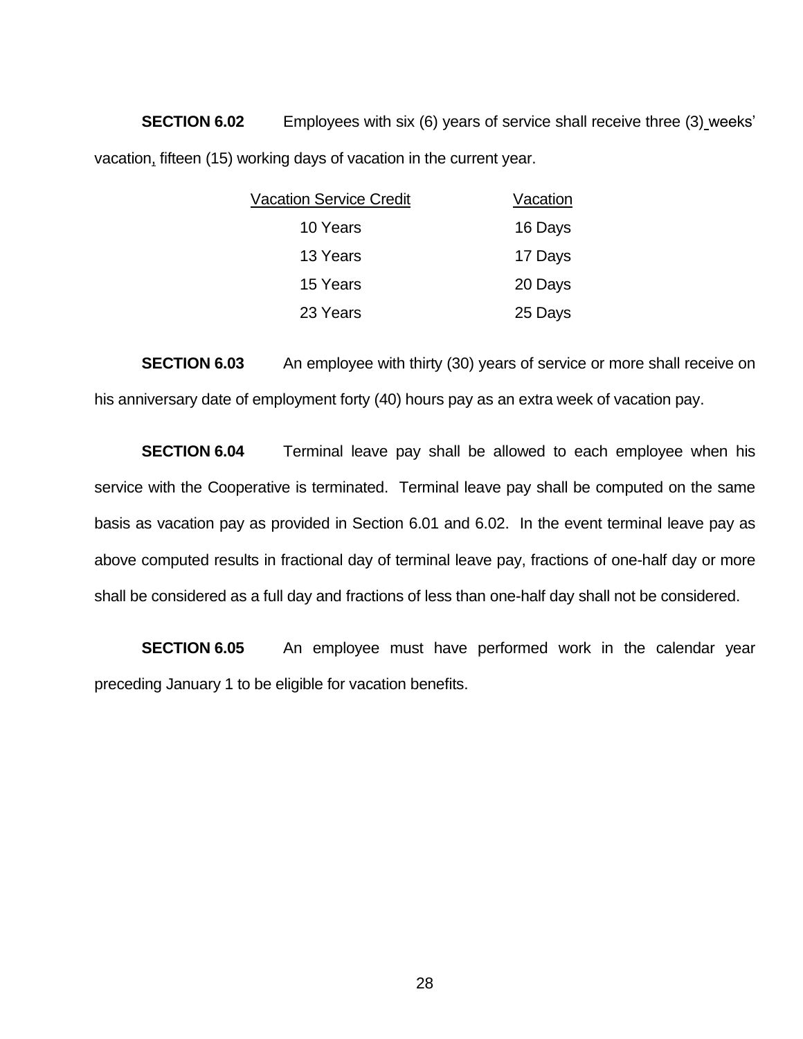**SECTION 6.02** Employees with six (6) years of service shall receive three (3) weeks' vacation, fifteen (15) working days of vacation in the current year.

| Vacation Service Credit | Vacation |
|---|---|
| 10 Years | 16 Days |
| 13 Years | 17 Days |
| 15 Years | 20 Days |
| 23 Years | 25 Days |

**SECTION 6.03** An employee with thirty (30) years of service or more shall receive on his anniversary date of employment forty (40) hours pay as an extra week of vacation pay.

**SECTION 6.04** Terminal leave pay shall be allowed to each employee when his service with the Cooperative is terminated. Terminal leave pay shall be computed on the same basis as vacation pay as provided in Section 6.01 and 6.02. In the event terminal leave pay as above computed results in fractional day of terminal leave pay, fractions of one-half day or more shall be considered as a full day and fractions of less than one-half day shall not be considered.

**SECTION 6.05** An employee must have performed work in the calendar year preceding January 1 to be eligible for vacation benefits.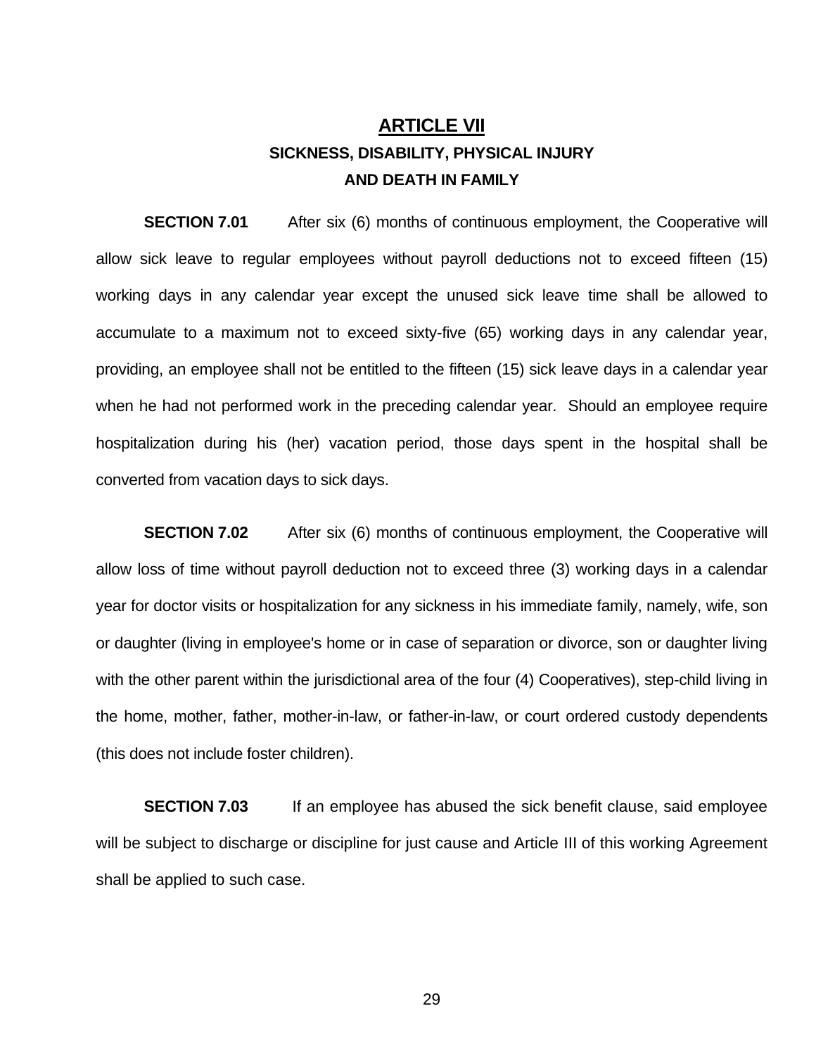# ARTICLE VII

## SICKNESS, DISABILITY, PHYSICAL INJURY AND DEATH IN FAMILY

**SECTION 7.01** After six (6) months of continuous employment, the Cooperative will allow sick leave to regular employees without payroll deductions not to exceed fifteen (15) working days in any calendar year except the unused sick leave time shall be allowed to accumulate to a maximum not to exceed sixty-five (65) working days in any calendar year, providing, an employee shall not be entitled to the fifteen (15) sick leave days in a calendar year when he had not performed work in the preceding calendar year. Should an employee require hospitalization during his (her) vacation period, those days spent in the hospital shall be converted from vacation days to sick days.

**SECTION 7.02** After six (6) months of continuous employment, the Cooperative will allow loss of time without payroll deduction not to exceed three (3) working days in a calendar year for doctor visits or hospitalization for any sickness in his immediate family, namely, wife, son or daughter (living in employee's home or in case of separation or divorce, son or daughter living with the other parent within the jurisdictional area of the four (4) Cooperatives), step-child living in the home, mother, father, mother-in-law, or father-in-law, or court ordered custody dependents (this does not include foster children).

**SECTION 7.03** If an employee has abused the sick benefit clause, said employee will be subject to discharge or discipline for just cause and Article III of this working Agreement shall be applied to such case.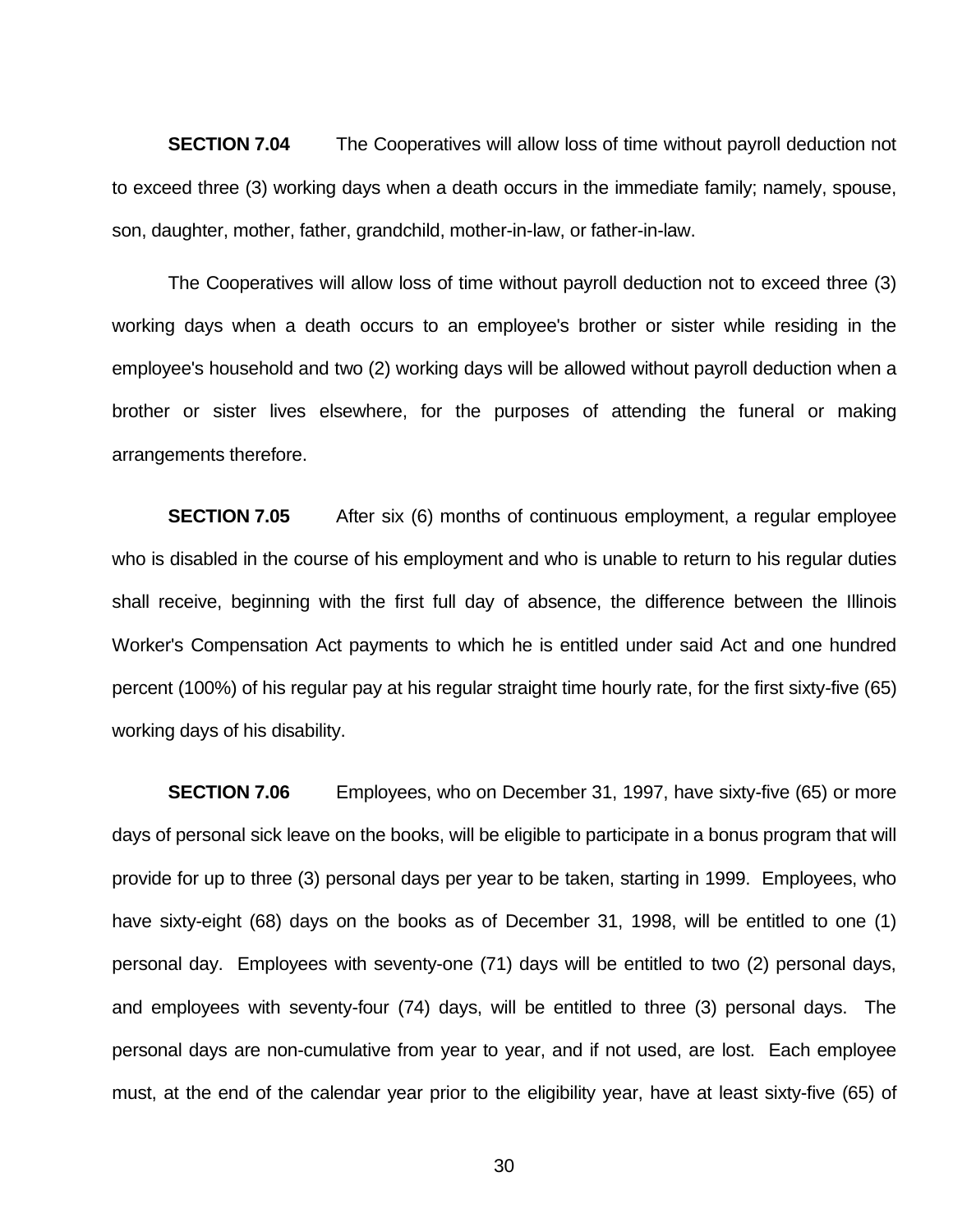**SECTION 7.04** The Cooperatives will allow loss of time without payroll deduction not to exceed three (3) working days when a death occurs in the immediate family; namely, spouse, son, daughter, mother, father, grandchild, mother-in-law, or father-in-law.

The Cooperatives will allow loss of time without payroll deduction not to exceed three (3) working days when a death occurs to an employee's brother or sister while residing in the employee's household and two (2) working days will be allowed without payroll deduction when a brother or sister lives elsewhere, for the purposes of attending the funeral or making arrangements therefore.

**SECTION 7.05** After six (6) months of continuous employment, a regular employee who is disabled in the course of his employment and who is unable to return to his regular duties shall receive, beginning with the first full day of absence, the difference between the Illinois Worker's Compensation Act payments to which he is entitled under said Act and one hundred percent (100%) of his regular pay at his regular straight time hourly rate, for the first sixty-five (65) working days of his disability.

**SECTION 7.06** Employees, who on December 31, 1997, have sixty-five (65) or more days of personal sick leave on the books, will be eligible to participate in a bonus program that will provide for up to three (3) personal days per year to be taken, starting in 1999. Employees, who have sixty-eight (68) days on the books as of December 31, 1998, will be entitled to one (1) personal day. Employees with seventy-one (71) days will be entitled to two (2) personal days, and employees with seventy-four (74) days, will be entitled to three (3) personal days. The personal days are non-cumulative from year to year, and if not used, are lost. Each employee must, at the end of the calendar year prior to the eligibility year, have at least sixty-five (65) of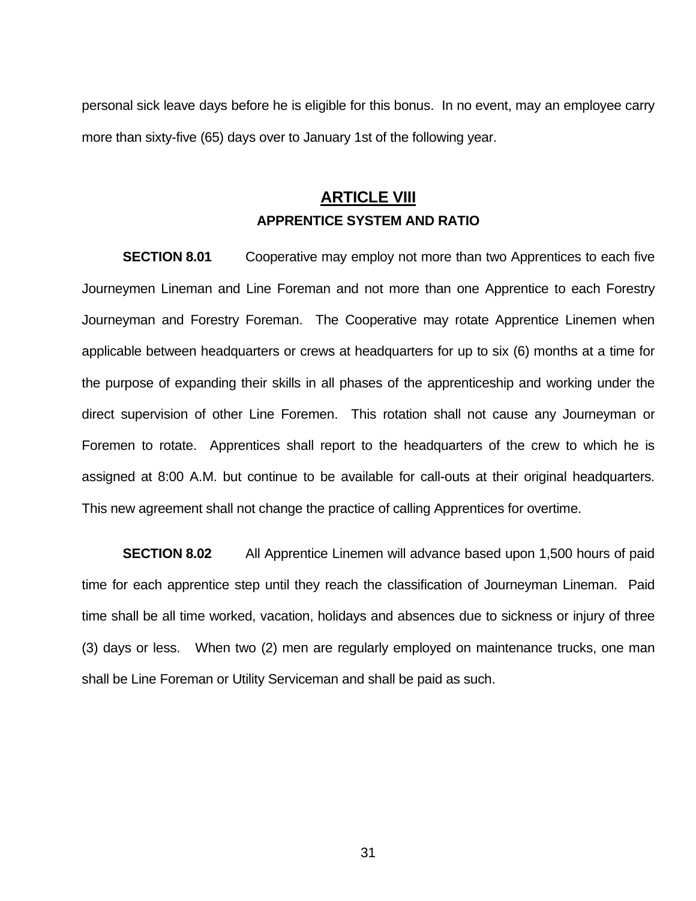personal sick leave days before he is eligible for this bonus. In no event, may an employee carry more than sixty-five (65) days over to January 1st of the following year.

## ARTICLE VIII

### APPRENTICE SYSTEM AND RATIO

**SECTION 8.01** Cooperative may employ not more than two Apprentices to each five Journeymen Lineman and Line Foreman and not more than one Apprentice to each Forestry Journeyman and Forestry Foreman. The Cooperative may rotate Apprentice Linemen when applicable between headquarters or crews at headquarters for up to six (6) months at a time for the purpose of expanding their skills in all phases of the apprenticeship and working under the direct supervision of other Line Foremen. This rotation shall not cause any Journeyman or Foremen to rotate. Apprentices shall report to the headquarters of the crew to which he is assigned at 8:00 A.M. but continue to be available for call-outs at their original headquarters. This new agreement shall not change the practice of calling Apprentices for overtime.

**SECTION 8.02** All Apprentice Linemen will advance based upon 1,500 hours of paid time for each apprentice step until they reach the classification of Journeyman Lineman. Paid time shall be all time worked, vacation, holidays and absences due to sickness or injury of three (3) days or less. When two (2) men are regularly employed on maintenance trucks, one man shall be Line Foreman or Utility Serviceman and shall be paid as such.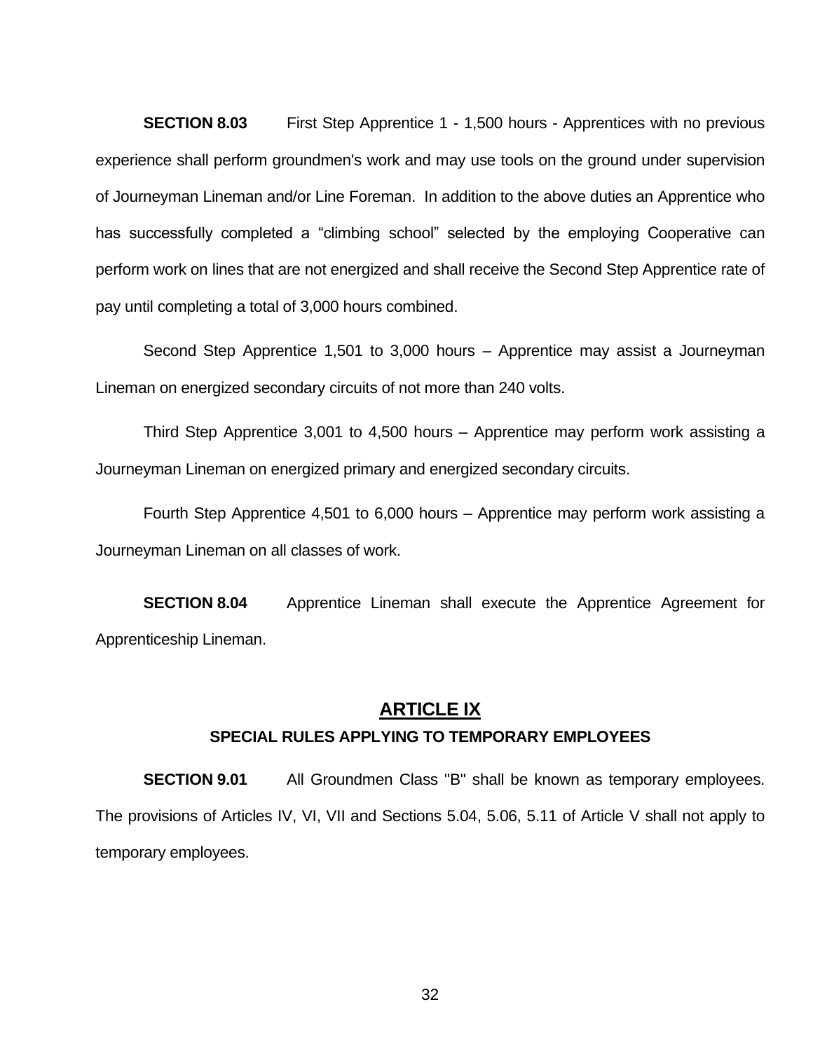**SECTION 8.03** First Step Apprentice 1 - 1,500 hours - Apprentices with no previous experience shall perform groundmen's work and may use tools on the ground under supervision of Journeyman Lineman and/or Line Foreman. In addition to the above duties an Apprentice who has successfully completed a "climbing school" selected by the employing Cooperative can perform work on lines that are not energized and shall receive the Second Step Apprentice rate of pay until completing a total of 3,000 hours combined.

Second Step Apprentice 1,501 to 3,000 hours – Apprentice may assist a Journeyman Lineman on energized secondary circuits of not more than 240 volts.

Third Step Apprentice 3,001 to 4,500 hours – Apprentice may perform work assisting a Journeyman Lineman on energized primary and energized secondary circuits.

Fourth Step Apprentice 4,501 to 6,000 hours – Apprentice may perform work assisting a Journeyman Lineman on all classes of work.

**SECTION 8.04** Apprentice Lineman shall execute the Apprentice Agreement for Apprenticeship Lineman.

## ARTICLE IX

### SPECIAL RULES APPLYING TO TEMPORARY EMPLOYEES

**SECTION 9.01** All Groundmen Class "B" shall be known as temporary employees. The provisions of Articles IV, VI, VII and Sections 5.04, 5.06, 5.11 of Article V shall not apply to temporary employees.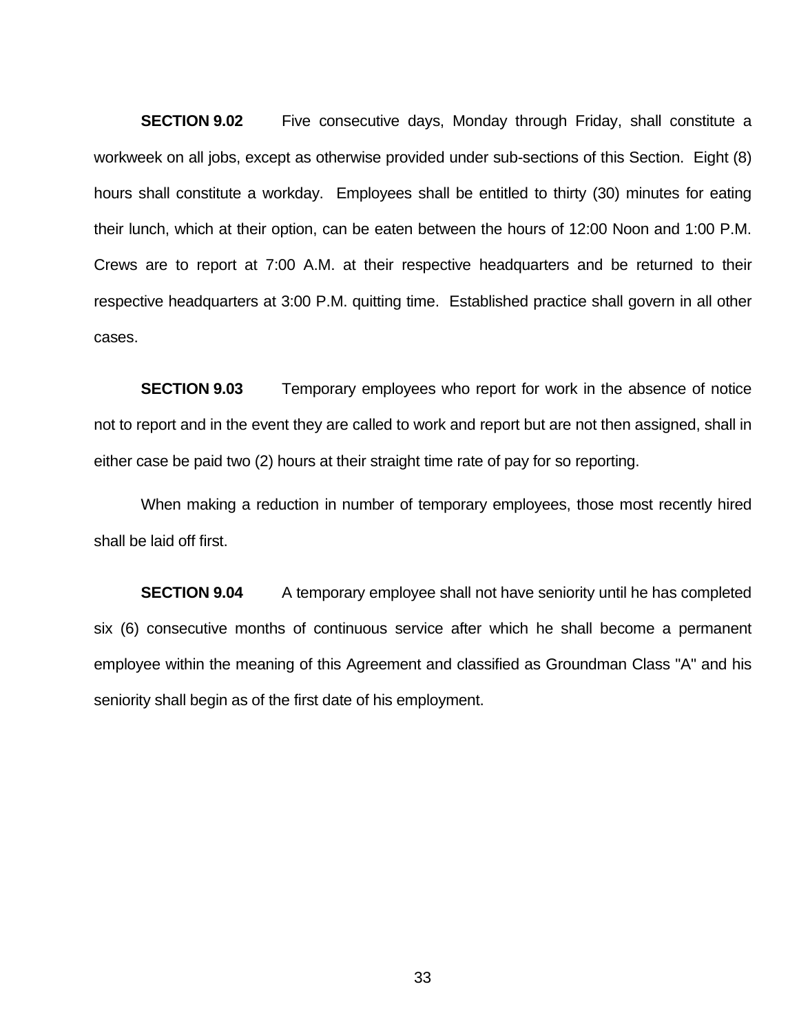**SECTION 9.02** Five consecutive days, Monday through Friday, shall constitute a workweek on all jobs, except as otherwise provided under sub-sections of this Section. Eight (8) hours shall constitute a workday. Employees shall be entitled to thirty (30) minutes for eating their lunch, which at their option, can be eaten between the hours of 12:00 Noon and 1:00 P.M. Crews are to report at 7:00 A.M. at their respective headquarters and be returned to their respective headquarters at 3:00 P.M. quitting time. Established practice shall govern in all other cases.

**SECTION 9.03** Temporary employees who report for work in the absence of notice not to report and in the event they are called to work and report but are not then assigned, shall in either case be paid two (2) hours at their straight time rate of pay for so reporting.

When making a reduction in number of temporary employees, those most recently hired shall be laid off first.

**SECTION 9.04** A temporary employee shall not have seniority until he has completed six (6) consecutive months of continuous service after which he shall become a permanent employee within the meaning of this Agreement and classified as Groundman Class "A" and his seniority shall begin as of the first date of his employment.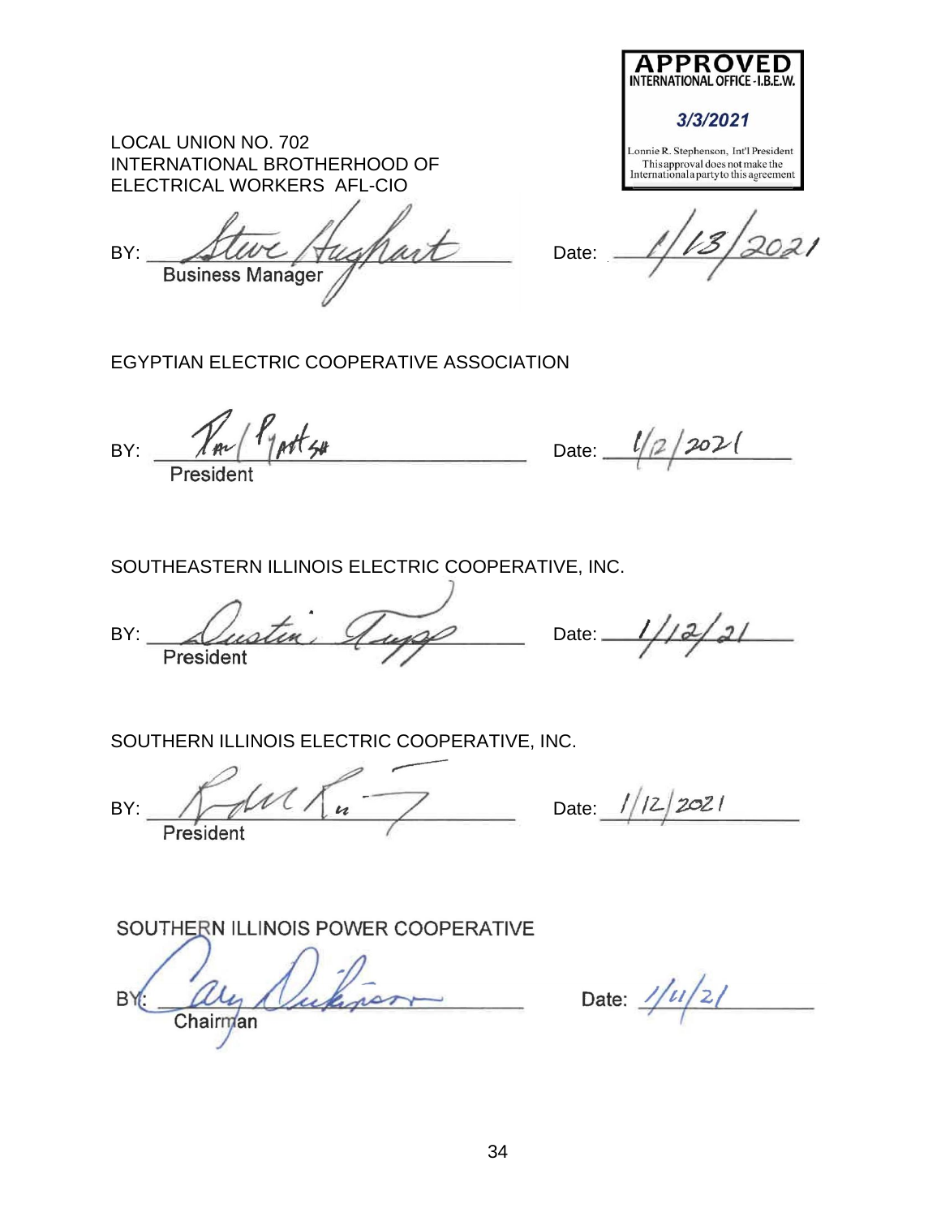**APPROVED**
**INTERNATIONAL OFFICE - I.B.E.W.**

*3/3/2021*

Lonnie R. Stephenson, Int'l President
This approval does not make the International a party to this agreement

LOCAL UNION NO. 702
INTERNATIONAL BROTHERHOOD OF
ELECTRICAL WORKERS AFL-CIO

BY: Steve Hughart &nbsp;&nbsp;&nbsp;&nbsp; Date: 1/13/2021
Business Manager

EGYPTIAN ELECTRIC COOPERATIVE ASSOCIATION

BY: Paul Pyatt &nbsp;&nbsp;&nbsp;&nbsp; Date: 1/12/2021
President

SOUTHEASTERN ILLINOIS ELECTRIC COOPERATIVE, INC.

BY: Dustin Tripp &nbsp;&nbsp;&nbsp;&nbsp; Date: 1/12/21
President

SOUTHERN ILLINOIS ELECTRIC COOPERATIVE, INC.

BY: _______________ &nbsp;&nbsp;&nbsp;&nbsp; Date: 1/12/2021
President

SOUTHERN ILLINOIS POWER COOPERATIVE

BY: Cary Dickinson &nbsp;&nbsp;&nbsp;&nbsp; Date: 1/11/21
Chairman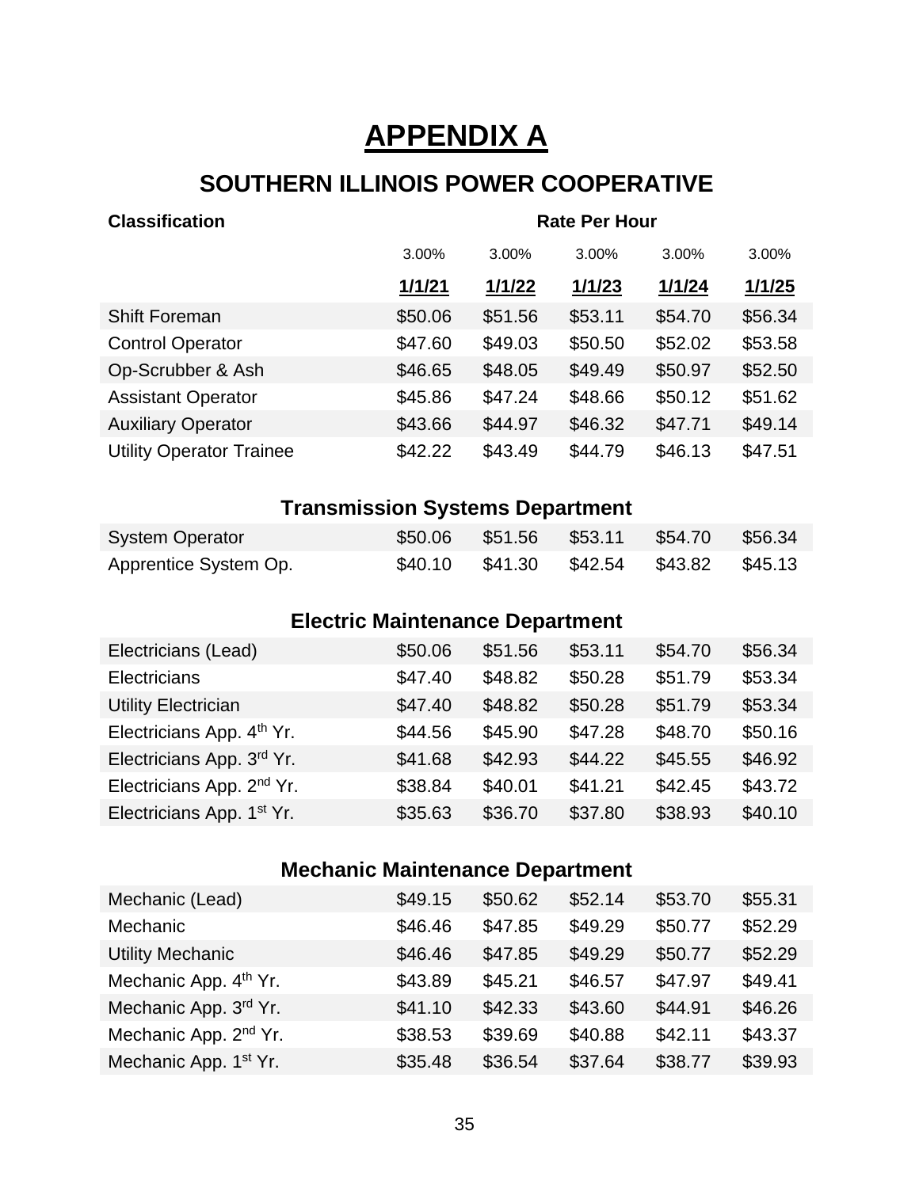# APPENDIX A

## SOUTHERN ILLINOIS POWER COOPERATIVE

| Classification | Rate Per Hour | | | | |
|---|---|---|---|---|---|
| | 3.00% | 3.00% | 3.00% | 3.00% | 3.00% |
| | **1/1/21** | **1/1/22** | **1/1/23** | **1/1/24** | **1/1/25** |
| Shift Foreman | $50.06 | $51.56 | $53.11 | $54.70 | $56.34 |
| Control Operator | $47.60 | $49.03 | $50.50 | $52.02 | $53.58 |
| Op-Scrubber & Ash | $46.65 | $48.05 | $49.49 | $50.97 | $52.50 |
| Assistant Operator | $45.86 | $47.24 | $48.66 | $50.12 | $51.62 |
| Auxiliary Operator | $43.66 | $44.97 | $46.32 | $47.71 | $49.14 |
| Utility Operator Trainee | $42.22 | $43.49 | $44.79 | $46.13 | $47.51 |
| **Transmission Systems Department** | | | | | |
| System Operator | $50.06 | $51.56 | $53.11 | $54.70 | $56.34 |
| Apprentice System Op. | $40.10 | $41.30 | $42.54 | $43.82 | $45.13 |
| **Electric Maintenance Department** | | | | | |
| Electricians (Lead) | $50.06 | $51.56 | $53.11 | $54.70 | $56.34 |
| Electricians | $47.40 | $48.82 | $50.28 | $51.79 | $53.34 |
| Utility Electrician | $47.40 | $48.82 | $50.28 | $51.79 | $53.34 |
| Electricians App. 4th Yr. | $44.56 | $45.90 | $47.28 | $48.70 | $50.16 |
| Electricians App. 3rd Yr. | $41.68 | $42.93 | $44.22 | $45.55 | $46.92 |
| Electricians App. 2nd Yr. | $38.84 | $40.01 | $41.21 | $42.45 | $43.72 |
| Electricians App. 1st Yr. | $35.63 | $36.70 | $37.80 | $38.93 | $40.10 |
| **Mechanic Maintenance Department** | | | | | |
| Mechanic (Lead) | $49.15 | $50.62 | $52.14 | $53.70 | $55.31 |
| Mechanic | $46.46 | $47.85 | $49.29 | $50.77 | $52.29 |
| Utility Mechanic | $46.46 | $47.85 | $49.29 | $50.77 | $52.29 |
| Mechanic App. 4th Yr. | $43.89 | $45.21 | $46.57 | $47.97 | $49.41 |
| Mechanic App. 3rd Yr. | $41.10 | $42.33 | $43.60 | $44.91 | $46.26 |
| Mechanic App. 2nd Yr. | $38.53 | $39.69 | $40.88 | $42.11 | $43.37 |
| Mechanic App. 1st Yr. | $35.48 | $36.54 | $37.64 | $38.77 | $39.93 |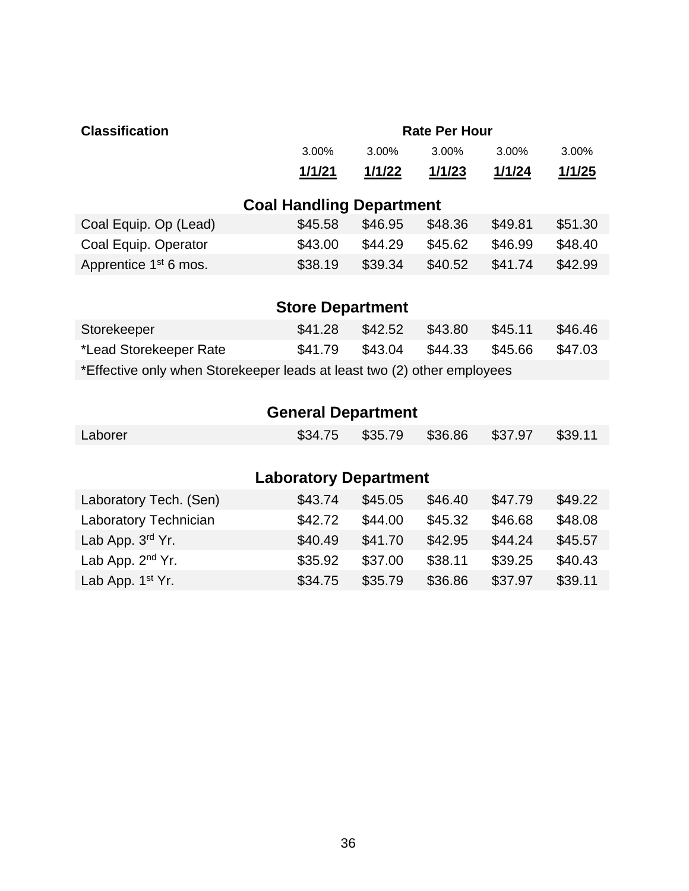| Classification | Rate Per Hour | | | | |
|---|---|---|---|---|---|
| | 3.00% | 3.00% | 3.00% | 3.00% | 3.00% |
| | **1/1/21** | **1/1/22** | **1/1/23** | **1/1/24** | **1/1/25** |
| **Coal Handling Department** | | | | | |
| Coal Equip. Op (Lead) | $45.58 | $46.95 | $48.36 | $49.81 | $51.30 |
| Coal Equip. Operator | $43.00 | $44.29 | $45.62 | $46.99 | $48.40 |
| Apprentice 1st 6 mos. | $38.19 | $39.34 | $40.52 | $41.74 | $42.99 |
| **Store Department** | | | | | |
| Storekeeper | $41.28 | $42.52 | $43.80 | $45.11 | $46.46 |
| *Lead Storekeeper Rate | $41.79 | $43.04 | $44.33 | $45.66 | $47.03 |
| *Effective only when Storekeeper leads at least two (2) other employees | | | | | |
| **General Department** | | | | | |
| Laborer | $34.75 | $35.79 | $36.86 | $37.97 | $39.11 |
| **Laboratory Department** | | | | | |
| Laboratory Tech. (Sen) | $43.74 | $45.05 | $46.40 | $47.79 | $49.22 |
| Laboratory Technician | $42.72 | $44.00 | $45.32 | $46.68 | $48.08 |
| Lab App. 3rd Yr. | $40.49 | $41.70 | $42.95 | $44.24 | $45.57 |
| Lab App. 2nd Yr. | $35.92 | $37.00 | $38.11 | $39.25 | $40.43 |
| Lab App. 1st Yr. | $34.75 | $35.79 | $36.86 | $37.97 | $39.11 |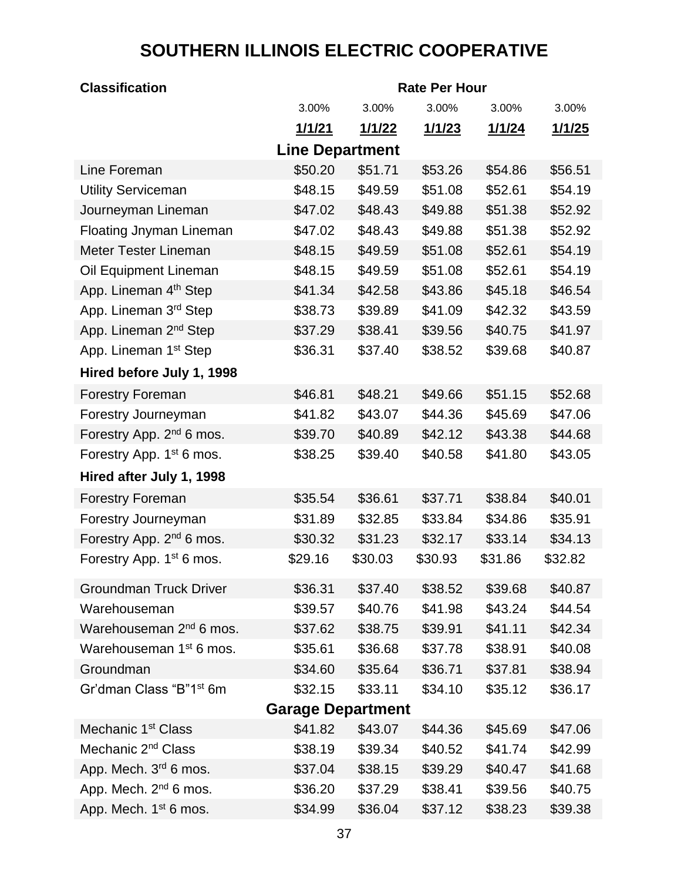# SOUTHERN ILLINOIS ELECTRIC COOPERATIVE

| Classification | Rate Per Hour | | | | |
|---|---|---|---|---|---|
| | 3.00% | 3.00% | 3.00% | 3.00% | 3.00% |
| | 1/1/21 | 1/1/22 | 1/1/23 | 1/1/24 | 1/1/25 |
| **Line Department** | | | | | |
| Line Foreman | $50.20 | $51.71 | $53.26 | $54.86 | $56.51 |
| Utility Serviceman | $48.15 | $49.59 | $51.08 | $52.61 | $54.19 |
| Journeyman Lineman | $47.02 | $48.43 | $49.88 | $51.38 | $52.92 |
| Floating Jnyman Lineman | $47.02 | $48.43 | $49.88 | $51.38 | $52.92 |
| Meter Tester Lineman | $48.15 | $49.59 | $51.08 | $52.61 | $54.19 |
| Oil Equipment Lineman | $48.15 | $49.59 | $51.08 | $52.61 | $54.19 |
| App. Lineman 4th Step | $41.34 | $42.58 | $43.86 | $45.18 | $46.54 |
| App. Lineman 3rd Step | $38.73 | $39.89 | $41.09 | $42.32 | $43.59 |
| App. Lineman 2nd Step | $37.29 | $38.41 | $39.56 | $40.75 | $41.97 |
| App. Lineman 1st Step | $36.31 | $37.40 | $38.52 | $39.68 | $40.87 |
| **Hired before July 1, 1998** | | | | | |
| Forestry Foreman | $46.81 | $48.21 | $49.66 | $51.15 | $52.68 |
| Forestry Journeyman | $41.82 | $43.07 | $44.36 | $45.69 | $47.06 |
| Forestry App. 2nd 6 mos. | $39.70 | $40.89 | $42.12 | $43.38 | $44.68 |
| Forestry App. 1st 6 mos. | $38.25 | $39.40 | $40.58 | $41.80 | $43.05 |
| **Hired after July 1, 1998** | | | | | |
| Forestry Foreman | $35.54 | $36.61 | $37.71 | $38.84 | $40.01 |
| Forestry Journeyman | $31.89 | $32.85 | $33.84 | $34.86 | $35.91 |
| Forestry App. 2nd 6 mos. | $30.32 | $31.23 | $32.17 | $33.14 | $34.13 |
| Forestry App. 1st 6 mos. | $29.16 | $30.03 | $30.93 | $31.86 | $32.82 |
| Groundman Truck Driver | $36.31 | $37.40 | $38.52 | $39.68 | $40.87 |
| Warehouseman | $39.57 | $40.76 | $41.98 | $43.24 | $44.54 |
| Warehouseman 2nd 6 mos. | $37.62 | $38.75 | $39.91 | $41.11 | $42.34 |
| Warehouseman 1st 6 mos. | $35.61 | $36.68 | $37.78 | $38.91 | $40.08 |
| Groundman | $34.60 | $35.64 | $36.71 | $37.81 | $38.94 |
| Gr'dman Class "B"1st 6m | $32.15 | $33.11 | $34.10 | $35.12 | $36.17 |
| **Garage Department** | | | | | |
| Mechanic 1st Class | $41.82 | $43.07 | $44.36 | $45.69 | $47.06 |
| Mechanic 2nd Class | $38.19 | $39.34 | $40.52 | $41.74 | $42.99 |
| App. Mech. 3rd 6 mos. | $37.04 | $38.15 | $39.29 | $40.47 | $41.68 |
| App. Mech. 2nd 6 mos. | $36.20 | $37.29 | $38.41 | $39.56 | $40.75 |
| App. Mech. 1st 6 mos. | $34.99 | $36.04 | $37.12 | $38.23 | $39.38 |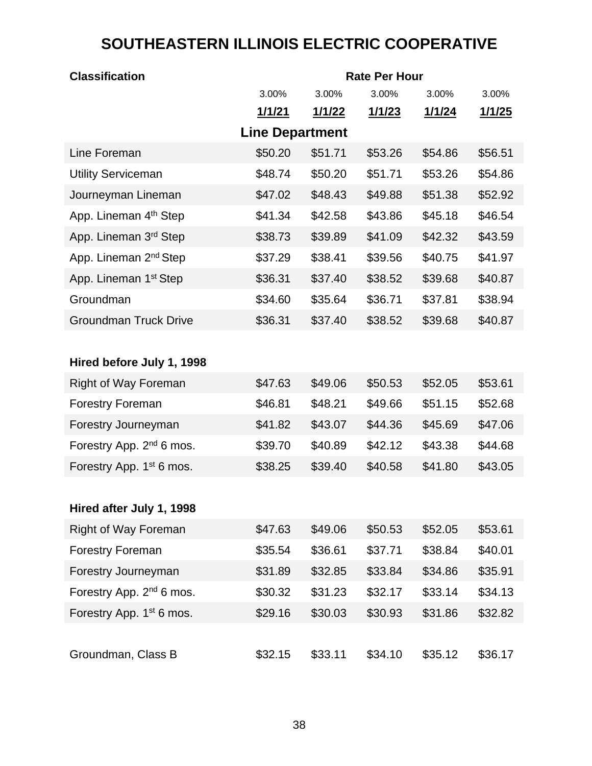# SOUTHEASTERN ILLINOIS ELECTRIC COOPERATIVE

| Classification | Rate Per Hour | | | | |
|---|---|---|---|---|---|
| | 3.00% | 3.00% | 3.00% | 3.00% | 3.00% |
| | 1/1/21 | 1/1/22 | 1/1/23 | 1/1/24 | 1/1/25 |
| **Line Department** | | | | | |
| Line Foreman | $50.20 | $51.71 | $53.26 | $54.86 | $56.51 |
| Utility Serviceman | $48.74 | $50.20 | $51.71 | $53.26 | $54.86 |
| Journeyman Lineman | $47.02 | $48.43 | $49.88 | $51.38 | $52.92 |
| App. Lineman 4th Step | $41.34 | $42.58 | $43.86 | $45.18 | $46.54 |
| App. Lineman 3rd Step | $38.73 | $39.89 | $41.09 | $42.32 | $43.59 |
| App. Lineman 2nd Step | $37.29 | $38.41 | $39.56 | $40.75 | $41.97 |
| App. Lineman 1st Step | $36.31 | $37.40 | $38.52 | $39.68 | $40.87 |
| Groundman | $34.60 | $35.64 | $36.71 | $37.81 | $38.94 |
| Groundman Truck Drive | $36.31 | $37.40 | $38.52 | $39.68 | $40.87 |
| **Hired before July 1, 1998** | | | | | |
| Right of Way Foreman | $47.63 | $49.06 | $50.53 | $52.05 | $53.61 |
| Forestry Foreman | $46.81 | $48.21 | $49.66 | $51.15 | $52.68 |
| Forestry Journeyman | $41.82 | $43.07 | $44.36 | $45.69 | $47.06 |
| Forestry App. 2nd 6 mos. | $39.70 | $40.89 | $42.12 | $43.38 | $44.68 |
| Forestry App. 1st 6 mos. | $38.25 | $39.40 | $40.58 | $41.80 | $43.05 |
| **Hired after July 1, 1998** | | | | | |
| Right of Way Foreman | $47.63 | $49.06 | $50.53 | $52.05 | $53.61 |
| Forestry Foreman | $35.54 | $36.61 | $37.71 | $38.84 | $40.01 |
| Forestry Journeyman | $31.89 | $32.85 | $33.84 | $34.86 | $35.91 |
| Forestry App. 2nd 6 mos. | $30.32 | $31.23 | $32.17 | $33.14 | $34.13 |
| Forestry App. 1st 6 mos. | $29.16 | $30.03 | $30.93 | $31.86 | $32.82 |
| Groundman, Class B | $32.15 | $33.11 | $34.10 | $35.12 | $36.17 |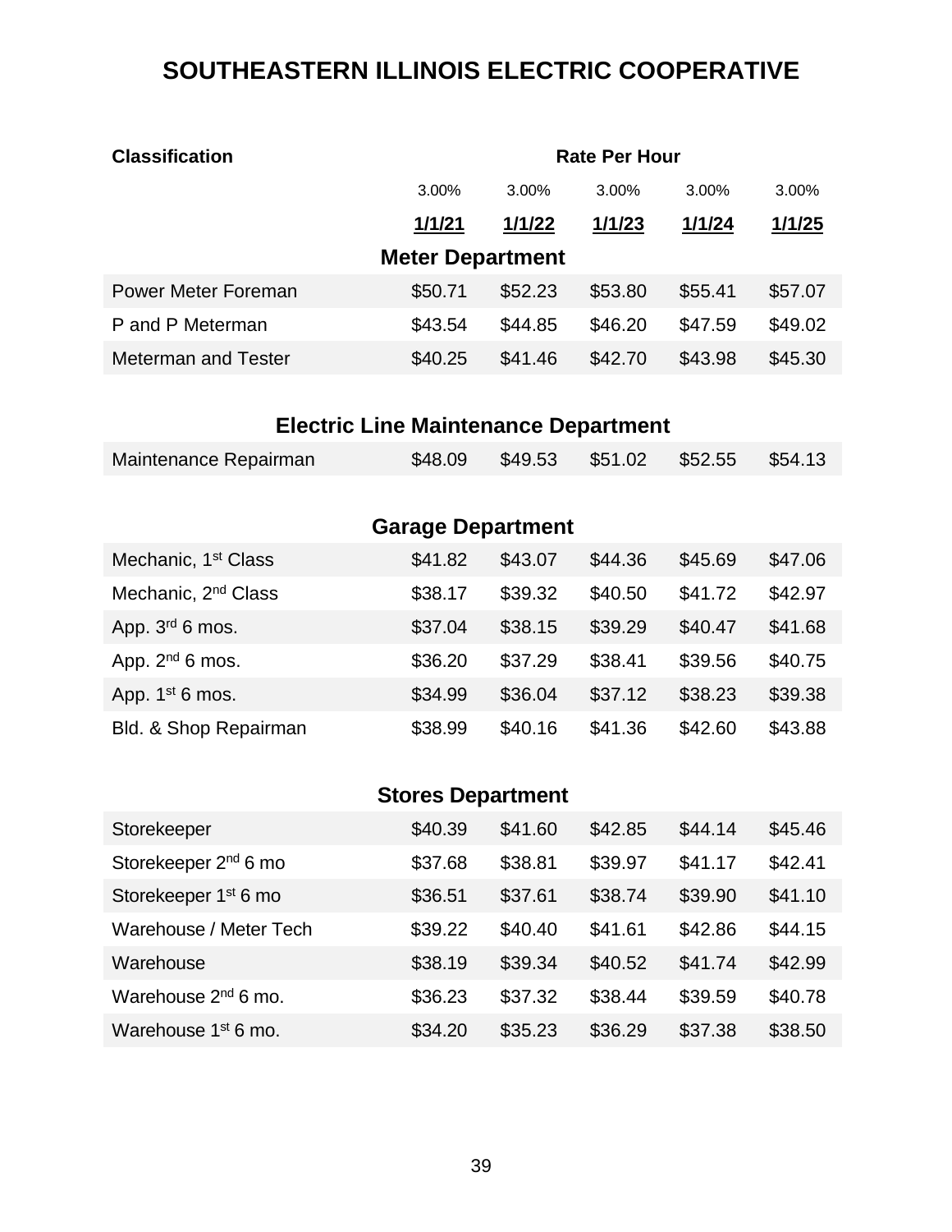# SOUTHEASTERN ILLINOIS ELECTRIC COOPERATIVE

| Classification | Rate Per Hour | | | | |
|---|---|---|---|---|---|
| | 3.00% | 3.00% | 3.00% | 3.00% | 3.00% |
| | **1/1/21** | **1/1/22** | **1/1/23** | **1/1/24** | **1/1/25** |
| **Meter Department** | | | | | |
| Power Meter Foreman | $50.71 | $52.23 | $53.80 | $55.41 | $57.07 |
| P and P Meterman | $43.54 | $44.85 | $46.20 | $47.59 | $49.02 |
| Meterman and Tester | $40.25 | $41.46 | $42.70 | $43.98 | $45.30 |
| **Electric Line Maintenance Department** | | | | | |
| Maintenance Repairman | $48.09 | $49.53 | $51.02 | $52.55 | $54.13 |
| **Garage Department** | | | | | |
| Mechanic, 1st Class | $41.82 | $43.07 | $44.36 | $45.69 | $47.06 |
| Mechanic, 2nd Class | $38.17 | $39.32 | $40.50 | $41.72 | $42.97 |
| App. 3rd 6 mos. | $37.04 | $38.15 | $39.29 | $40.47 | $41.68 |
| App. 2nd 6 mos. | $36.20 | $37.29 | $38.41 | $39.56 | $40.75 |
| App. 1st 6 mos. | $34.99 | $36.04 | $37.12 | $38.23 | $39.38 |
| Bld. & Shop Repairman | $38.99 | $40.16 | $41.36 | $42.60 | $43.88 |
| **Stores Department** | | | | | |
| Storekeeper | $40.39 | $41.60 | $42.85 | $44.14 | $45.46 |
| Storekeeper 2nd 6 mo | $37.68 | $38.81 | $39.97 | $41.17 | $42.41 |
| Storekeeper 1st 6 mo | $36.51 | $37.61 | $38.74 | $39.90 | $41.10 |
| Warehouse / Meter Tech | $39.22 | $40.40 | $41.61 | $42.86 | $44.15 |
| Warehouse | $38.19 | $39.34 | $40.52 | $41.74 | $42.99 |
| Warehouse 2nd 6 mo. | $36.23 | $37.32 | $38.44 | $39.59 | $40.78 |
| Warehouse 1st 6 mo. | $34.20 | $35.23 | $36.29 | $37.38 | $38.50 |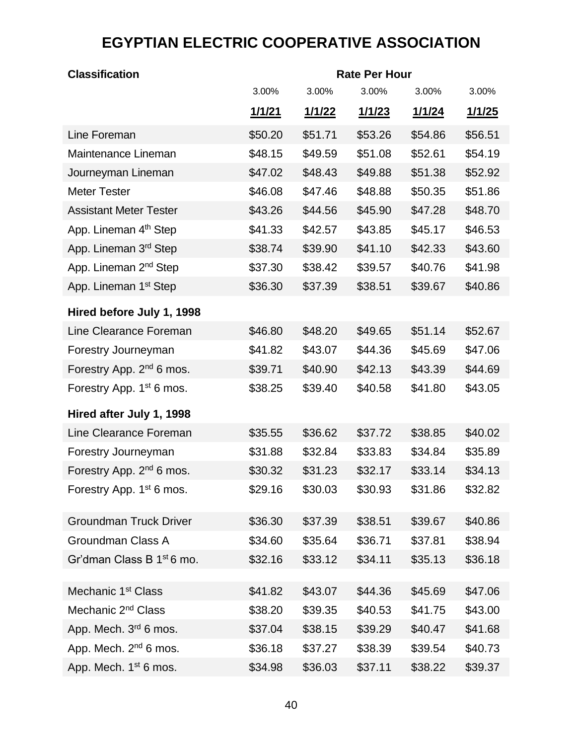# EGYPTIAN ELECTRIC COOPERATIVE ASSOCIATION

| Classification | Rate Per Hour | | | | |
|---|---|---|---|---|---|
| | 3.00% | 3.00% | 3.00% | 3.00% | 3.00% |
| | **1/1/21** | **1/1/22** | **1/1/23** | **1/1/24** | **1/1/25** |
| Line Foreman | $50.20 | $51.71 | $53.26 | $54.86 | $56.51 |
| Maintenance Lineman | $48.15 | $49.59 | $51.08 | $52.61 | $54.19 |
| Journeyman Lineman | $47.02 | $48.43 | $49.88 | $51.38 | $52.92 |
| Meter Tester | $46.08 | $47.46 | $48.88 | $50.35 | $51.86 |
| Assistant Meter Tester | $43.26 | $44.56 | $45.90 | $47.28 | $48.70 |
| App. Lineman 4th Step | $41.33 | $42.57 | $43.85 | $45.17 | $46.53 |
| App. Lineman 3rd Step | $38.74 | $39.90 | $41.10 | $42.33 | $43.60 |
| App. Lineman 2nd Step | $37.30 | $38.42 | $39.57 | $40.76 | $41.98 |
| App. Lineman 1st Step | $36.30 | $37.39 | $38.51 | $39.67 | $40.86 |
| **Hired before July 1, 1998** | | | | | |
| Line Clearance Foreman | $46.80 | $48.20 | $49.65 | $51.14 | $52.67 |
| Forestry Journeyman | $41.82 | $43.07 | $44.36 | $45.69 | $47.06 |
| Forestry App. 2nd 6 mos. | $39.71 | $40.90 | $42.13 | $43.39 | $44.69 |
| Forestry App. 1st 6 mos. | $38.25 | $39.40 | $40.58 | $41.80 | $43.05 |
| **Hired after July 1, 1998** | | | | | |
| Line Clearance Foreman | $35.55 | $36.62 | $37.72 | $38.85 | $40.02 |
| Forestry Journeyman | $31.88 | $32.84 | $33.83 | $34.84 | $35.89 |
| Forestry App. 2nd 6 mos. | $30.32 | $31.23 | $32.17 | $33.14 | $34.13 |
| Forestry App. 1st 6 mos. | $29.16 | $30.03 | $30.93 | $31.86 | $32.82 |
| | | | | | |
| Groundman Truck Driver | $36.30 | $37.39 | $38.51 | $39.67 | $40.86 |
| Groundman Class A | $34.60 | $35.64 | $36.71 | $37.81 | $38.94 |
| Gr'dman Class B 1st 6 mo. | $32.16 | $33.12 | $34.11 | $35.13 | $36.18 |
| | | | | | |
| Mechanic 1st Class | $41.82 | $43.07 | $44.36 | $45.69 | $47.06 |
| Mechanic 2nd Class | $38.20 | $39.35 | $40.53 | $41.75 | $43.00 |
| App. Mech. 3rd 6 mos. | $37.04 | $38.15 | $39.29 | $40.47 | $41.68 |
| App. Mech. 2nd 6 mos. | $36.18 | $37.27 | $38.39 | $39.54 | $40.73 |
| App. Mech. 1st 6 mos. | $34.98 | $36.03 | $37.11 | $38.22 | $39.37 |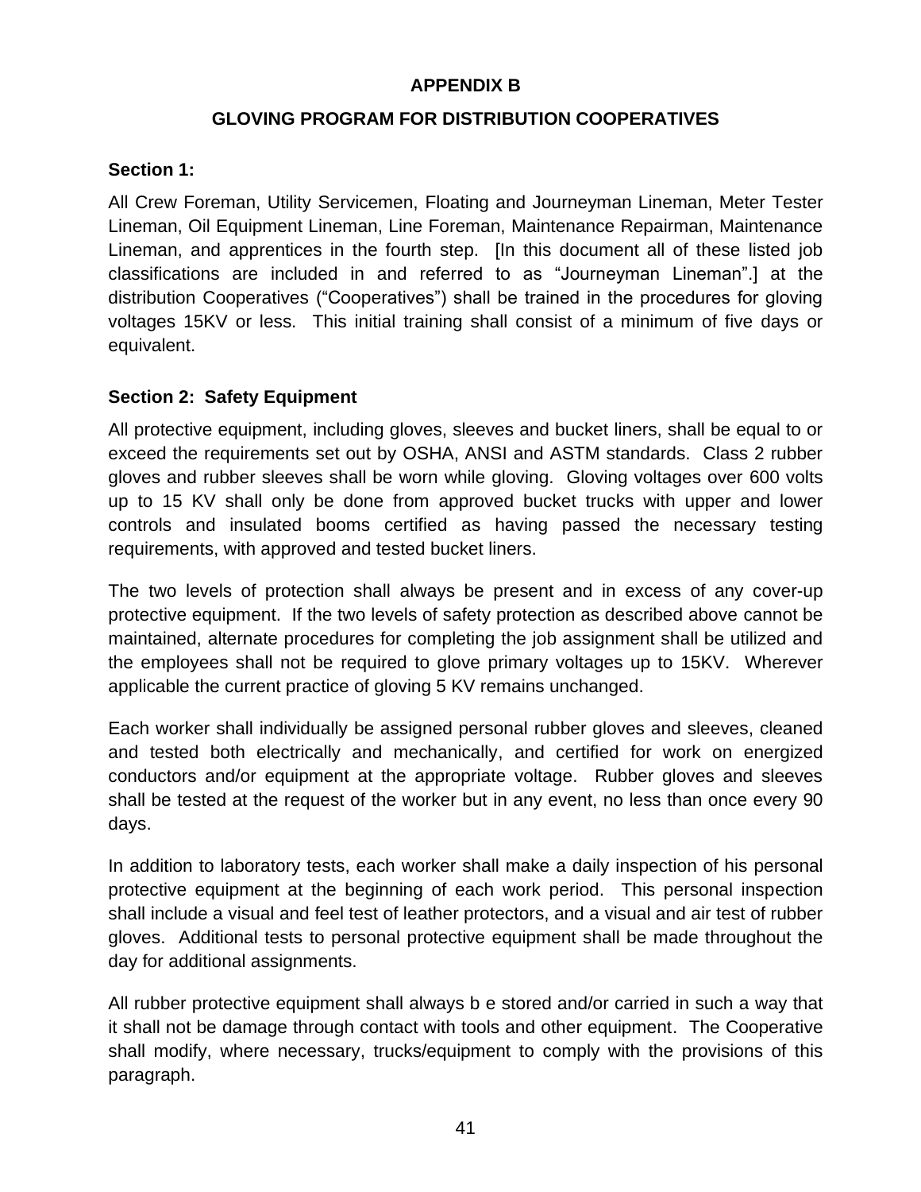# APPENDIX B

## GLOVING PROGRAM FOR DISTRIBUTION COOPERATIVES

### Section 1:

All Crew Foreman, Utility Servicemen, Floating and Journeyman Lineman, Meter Tester Lineman, Oil Equipment Lineman, Line Foreman, Maintenance Repairman, Maintenance Lineman, and apprentices in the fourth step. [In this document all of these listed job classifications are included in and referred to as "Journeyman Lineman".] at the distribution Cooperatives ("Cooperatives") shall be trained in the procedures for gloving voltages 15KV or less. This initial training shall consist of a minimum of five days or equivalent.

### Section 2: Safety Equipment

All protective equipment, including gloves, sleeves and bucket liners, shall be equal to or exceed the requirements set out by OSHA, ANSI and ASTM standards. Class 2 rubber gloves and rubber sleeves shall be worn while gloving. Gloving voltages over 600 volts up to 15 KV shall only be done from approved bucket trucks with upper and lower controls and insulated booms certified as having passed the necessary testing requirements, with approved and tested bucket liners.

The two levels of protection shall always be present and in excess of any cover-up protective equipment. If the two levels of safety protection as described above cannot be maintained, alternate procedures for completing the job assignment shall be utilized and the employees shall not be required to glove primary voltages up to 15KV. Wherever applicable the current practice of gloving 5 KV remains unchanged.

Each worker shall individually be assigned personal rubber gloves and sleeves, cleaned and tested both electrically and mechanically, and certified for work on energized conductors and/or equipment at the appropriate voltage. Rubber gloves and sleeves shall be tested at the request of the worker but in any event, no less than once every 90 days.

In addition to laboratory tests, each worker shall make a daily inspection of his personal protective equipment at the beginning of each work period. This personal inspection shall include a visual and feel test of leather protectors, and a visual and air test of rubber gloves. Additional tests to personal protective equipment shall be made throughout the day for additional assignments.

All rubber protective equipment shall always b e stored and/or carried in such a way that it shall not be damage through contact with tools and other equipment. The Cooperative shall modify, where necessary, trucks/equipment to comply with the provisions of this paragraph.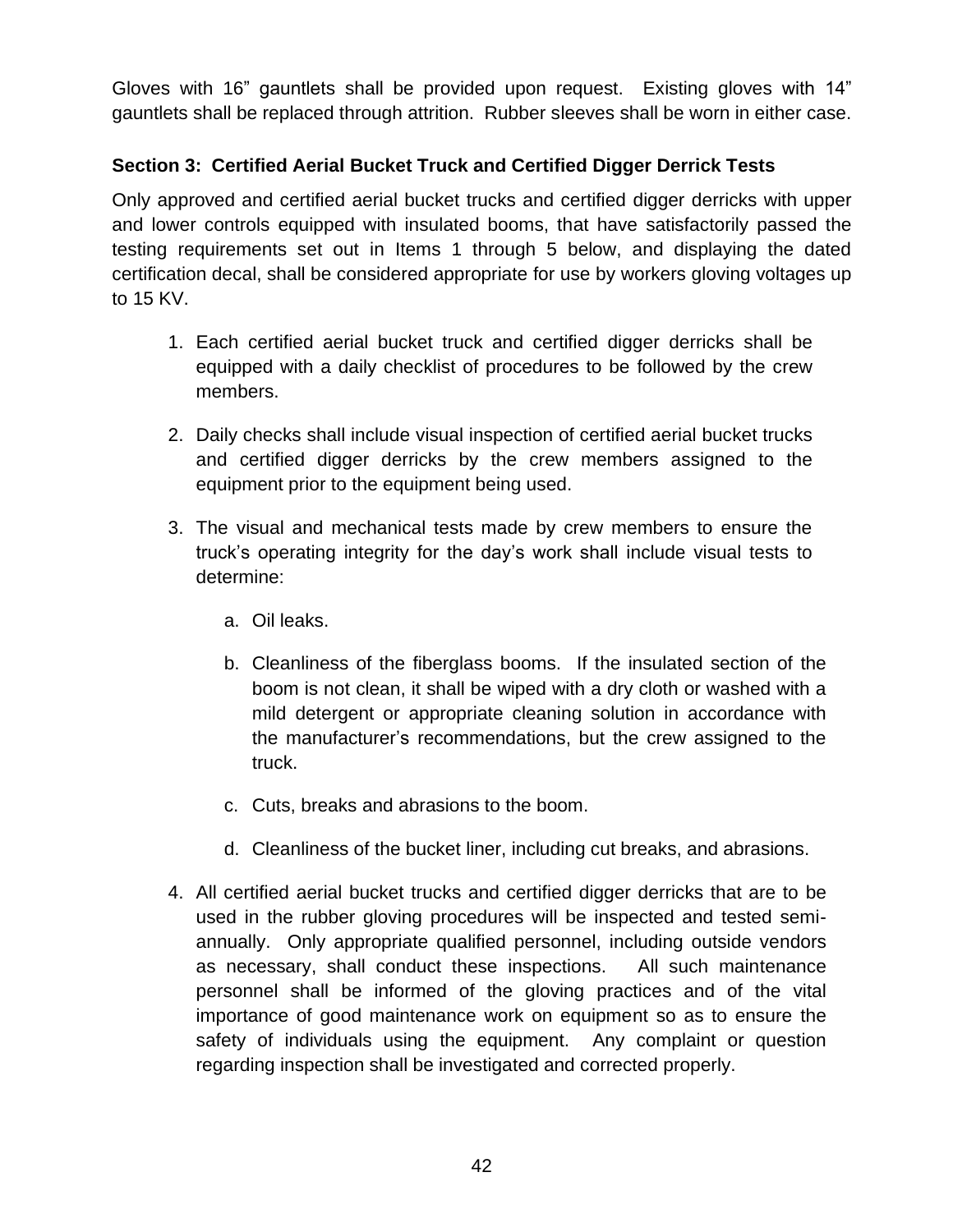Gloves with 16” gauntlets shall be provided upon request. Existing gloves with 14” gauntlets shall be replaced through attrition. Rubber sleeves shall be worn in either case.

### Section 3: Certified Aerial Bucket Truck and Certified Digger Derrick Tests

Only approved and certified aerial bucket trucks and certified digger derricks with upper and lower controls equipped with insulated booms, that have satisfactorily passed the testing requirements set out in Items 1 through 5 below, and displaying the dated certification decal, shall be considered appropriate for use by workers gloving voltages up to 15 KV.

1. Each certified aerial bucket truck and certified digger derricks shall be equipped with a daily checklist of procedures to be followed by the crew members.

2. Daily checks shall include visual inspection of certified aerial bucket trucks and certified digger derricks by the crew members assigned to the equipment prior to the equipment being used.

3. The visual and mechanical tests made by crew members to ensure the truck’s operating integrity for the day’s work shall include visual tests to determine:

    a. Oil leaks.

    b. Cleanliness of the fiberglass booms. If the insulated section of the boom is not clean, it shall be wiped with a dry cloth or washed with a mild detergent or appropriate cleaning solution in accordance with the manufacturer’s recommendations, but the crew assigned to the truck.

    c. Cuts, breaks and abrasions to the boom.

    d. Cleanliness of the bucket liner, including cut breaks, and abrasions.

4. All certified aerial bucket trucks and certified digger derricks that are to be used in the rubber gloving procedures will be inspected and tested semi-annually. Only appropriate qualified personnel, including outside vendors as necessary, shall conduct these inspections. All such maintenance personnel shall be informed of the gloving practices and of the vital importance of good maintenance work on equipment so as to ensure the safety of individuals using the equipment. Any complaint or question regarding inspection shall be investigated and corrected properly.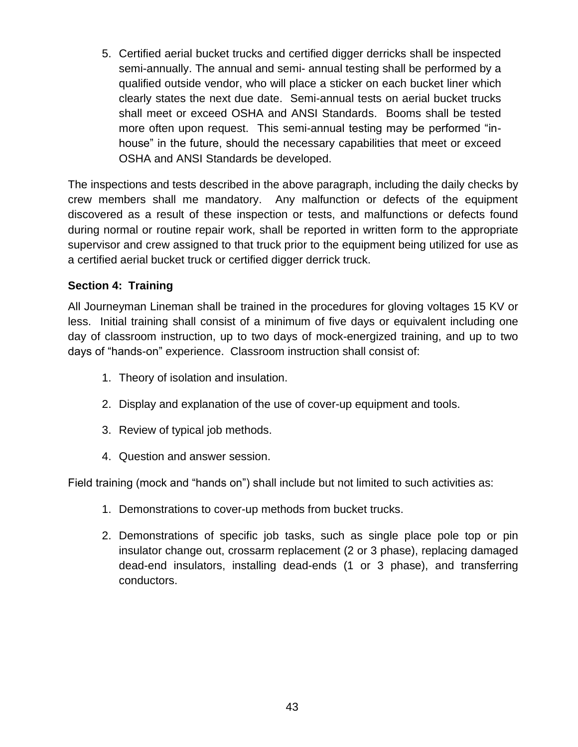5. Certified aerial bucket trucks and certified digger derricks shall be inspected semi-annually. The annual and semi- annual testing shall be performed by a qualified outside vendor, who will place a sticker on each bucket liner which clearly states the next due date. Semi-annual tests on aerial bucket trucks shall meet or exceed OSHA and ANSI Standards. Booms shall be tested more often upon request. This semi-annual testing may be performed "in-house" in the future, should the necessary capabilities that meet or exceed OSHA and ANSI Standards be developed.

The inspections and tests described in the above paragraph, including the daily checks by crew members shall me mandatory. Any malfunction or defects of the equipment discovered as a result of these inspection or tests, and malfunctions or defects found during normal or routine repair work, shall be reported in written form to the appropriate supervisor and crew assigned to that truck prior to the equipment being utilized for use as a certified aerial bucket truck or certified digger derrick truck.

**Section 4: Training**

All Journeyman Lineman shall be trained in the procedures for gloving voltages 15 KV or less. Initial training shall consist of a minimum of five days or equivalent including one day of classroom instruction, up to two days of mock-energized training, and up to two days of "hands-on" experience. Classroom instruction shall consist of:

1. Theory of isolation and insulation.
2. Display and explanation of the use of cover-up equipment and tools.
3. Review of typical job methods.
4. Question and answer session.

Field training (mock and "hands on") shall include but not limited to such activities as:

1. Demonstrations to cover-up methods from bucket trucks.
2. Demonstrations of specific job tasks, such as single place pole top or pin insulator change out, crossarm replacement (2 or 3 phase), replacing damaged dead-end insulators, installing dead-ends (1 or 3 phase), and transferring conductors.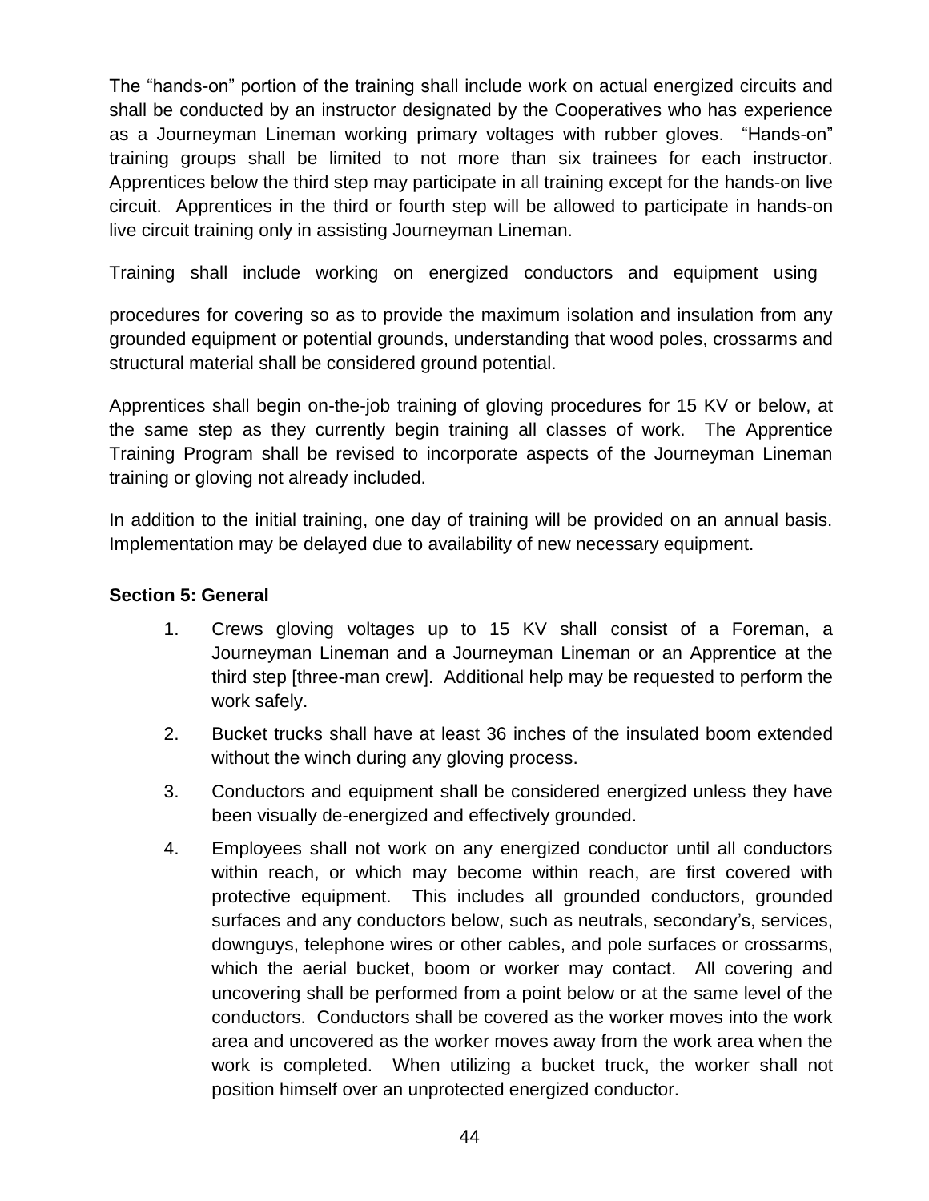The "hands-on" portion of the training shall include work on actual energized circuits and shall be conducted by an instructor designated by the Cooperatives who has experience as a Journeyman Lineman working primary voltages with rubber gloves. "Hands-on" training groups shall be limited to not more than six trainees for each instructor. Apprentices below the third step may participate in all training except for the hands-on live circuit. Apprentices in the third or fourth step will be allowed to participate in hands-on live circuit training only in assisting Journeyman Lineman.

Training shall include working on energized conductors and equipment using

procedures for covering so as to provide the maximum isolation and insulation from any grounded equipment or potential grounds, understanding that wood poles, crossarms and structural material shall be considered ground potential.

Apprentices shall begin on-the-job training of gloving procedures for 15 KV or below, at the same step as they currently begin training all classes of work. The Apprentice Training Program shall be revised to incorporate aspects of the Journeyman Lineman training or gloving not already included.

In addition to the initial training, one day of training will be provided on an annual basis. Implementation may be delayed due to availability of new necessary equipment.

**Section 5: General**

1. Crews gloving voltages up to 15 KV shall consist of a Foreman, a Journeyman Lineman and a Journeyman Lineman or an Apprentice at the third step [three-man crew]. Additional help may be requested to perform the work safely.
2. Bucket trucks shall have at least 36 inches of the insulated boom extended without the winch during any gloving process.
3. Conductors and equipment shall be considered energized unless they have been visually de-energized and effectively grounded.
4. Employees shall not work on any energized conductor until all conductors within reach, or which may become within reach, are first covered with protective equipment. This includes all grounded conductors, grounded surfaces and any conductors below, such as neutrals, secondary's, services, downguys, telephone wires or other cables, and pole surfaces or crossarms, which the aerial bucket, boom or worker may contact. All covering and uncovering shall be performed from a point below or at the same level of the conductors. Conductors shall be covered as the worker moves into the work area and uncovered as the worker moves away from the work area when the work is completed. When utilizing a bucket truck, the worker shall not position himself over an unprotected energized conductor.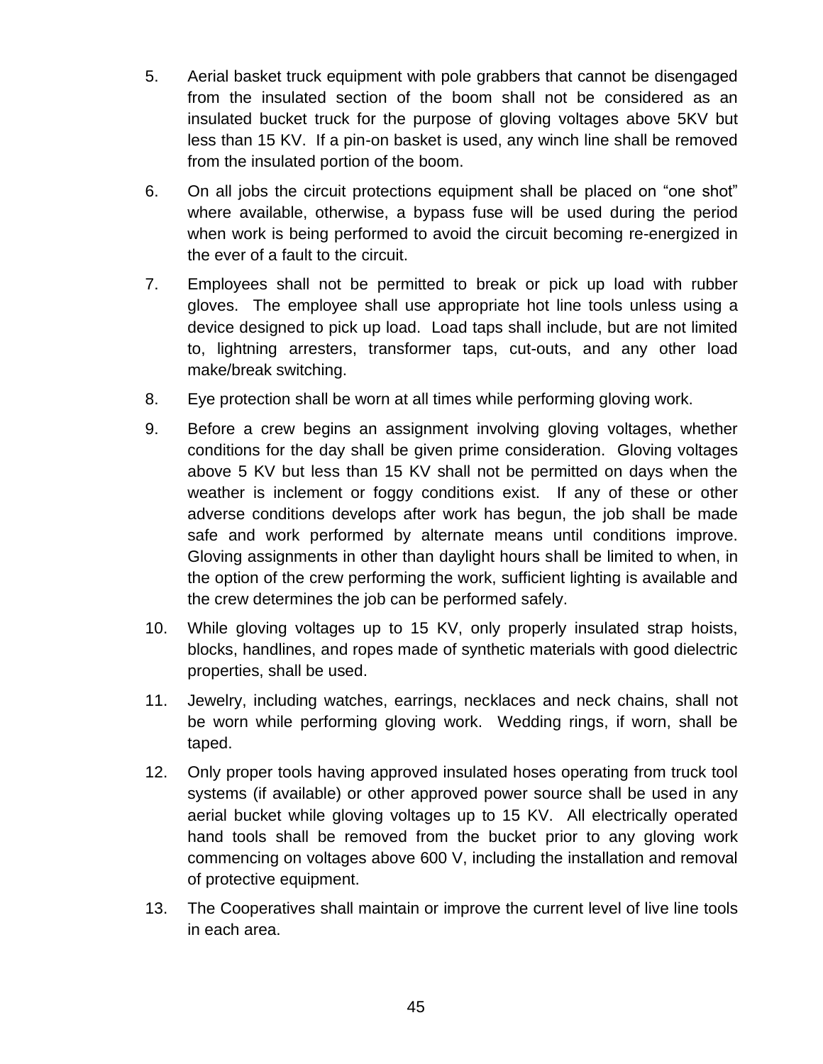5. Aerial basket truck equipment with pole grabbers that cannot be disengaged from the insulated section of the boom shall not be considered as an insulated bucket truck for the purpose of gloving voltages above 5KV but less than 15 KV. If a pin-on basket is used, any winch line shall be removed from the insulated portion of the boom.

6. On all jobs the circuit protections equipment shall be placed on "one shot" where available, otherwise, a bypass fuse will be used during the period when work is being performed to avoid the circuit becoming re-energized in the ever of a fault to the circuit.

7. Employees shall not be permitted to break or pick up load with rubber gloves. The employee shall use appropriate hot line tools unless using a device designed to pick up load. Load taps shall include, but are not limited to, lightning arresters, transformer taps, cut-outs, and any other load make/break switching.

8. Eye protection shall be worn at all times while performing gloving work.

9. Before a crew begins an assignment involving gloving voltages, whether conditions for the day shall be given prime consideration. Gloving voltages above 5 KV but less than 15 KV shall not be permitted on days when the weather is inclement or foggy conditions exist. If any of these or other adverse conditions develops after work has begun, the job shall be made safe and work performed by alternate means until conditions improve. Gloving assignments in other than daylight hours shall be limited to when, in the option of the crew performing the work, sufficient lighting is available and the crew determines the job can be performed safely.

10. While gloving voltages up to 15 KV, only properly insulated strap hoists, blocks, handlines, and ropes made of synthetic materials with good dielectric properties, shall be used.

11. Jewelry, including watches, earrings, necklaces and neck chains, shall not be worn while performing gloving work. Wedding rings, if worn, shall be taped.

12. Only proper tools having approved insulated hoses operating from truck tool systems (if available) or other approved power source shall be used in any aerial bucket while gloving voltages up to 15 KV. All electrically operated hand tools shall be removed from the bucket prior to any gloving work commencing on voltages above 600 V, including the installation and removal of protective equipment.

13. The Cooperatives shall maintain or improve the current level of live line tools in each area.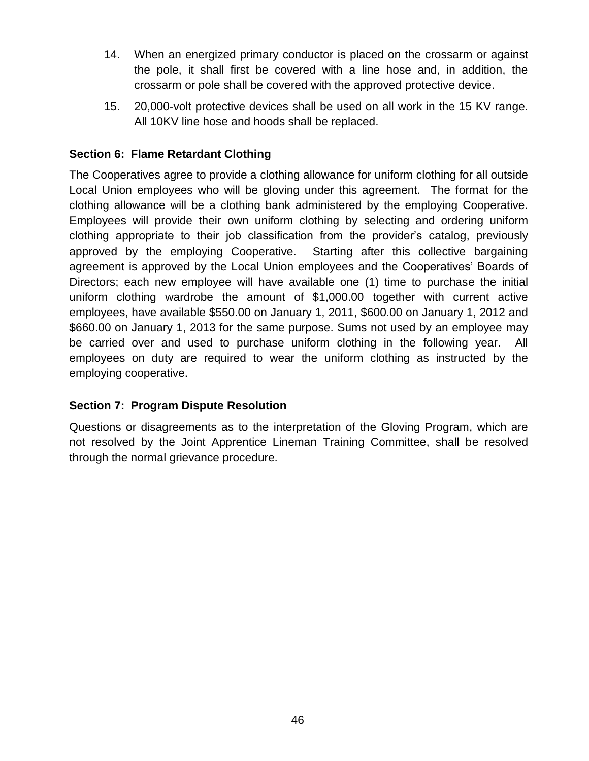14. When an energized primary conductor is placed on the crossarm or against the pole, it shall first be covered with a line hose and, in addition, the crossarm or pole shall be covered with the approved protective device.

15. 20,000-volt protective devices shall be used on all work in the 15 KV range. All 10KV line hose and hoods shall be replaced.

**Section 6: Flame Retardant Clothing**

The Cooperatives agree to provide a clothing allowance for uniform clothing for all outside Local Union employees who will be gloving under this agreement. The format for the clothing allowance will be a clothing bank administered by the employing Cooperative. Employees will provide their own uniform clothing by selecting and ordering uniform clothing appropriate to their job classification from the provider's catalog, previously approved by the employing Cooperative. Starting after this collective bargaining agreement is approved by the Local Union employees and the Cooperatives' Boards of Directors; each new employee will have available one (1) time to purchase the initial uniform clothing wardrobe the amount of $1,000.00 together with current active employees, have available $550.00 on January 1, 2011, $600.00 on January 1, 2012 and $660.00 on January 1, 2013 for the same purpose. Sums not used by an employee may be carried over and used to purchase uniform clothing in the following year. All employees on duty are required to wear the uniform clothing as instructed by the employing cooperative.

**Section 7: Program Dispute Resolution**

Questions or disagreements as to the interpretation of the Gloving Program, which are not resolved by the Joint Apprentice Lineman Training Committee, shall be resolved through the normal grievance procedure.